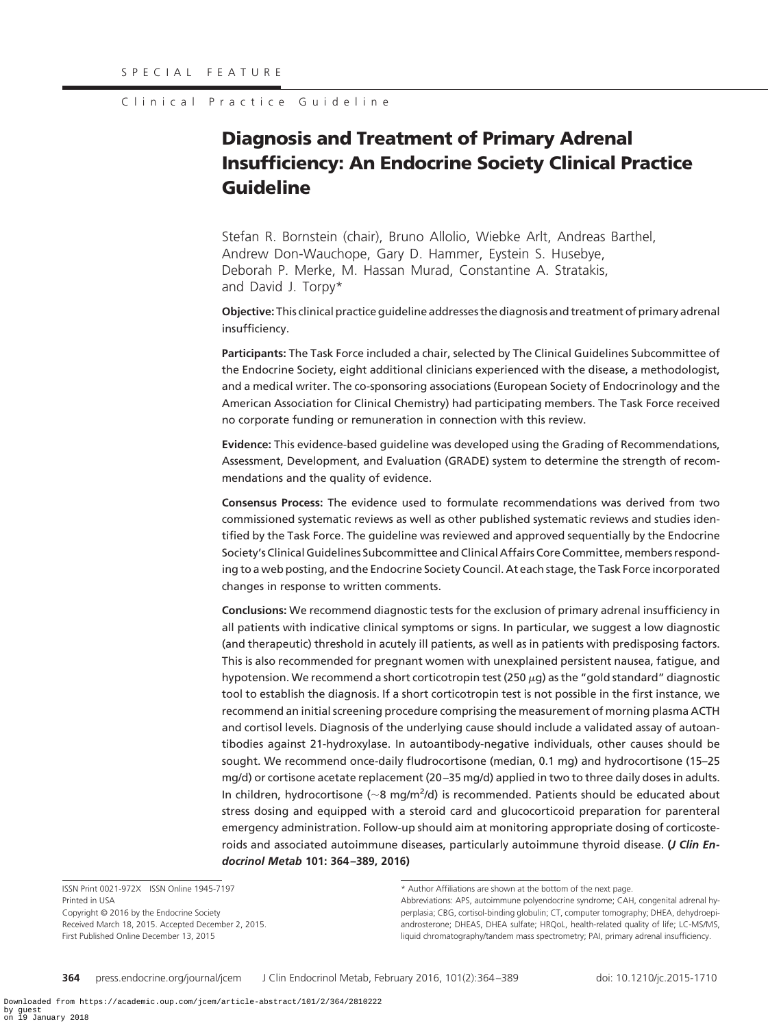SPECIAL FEATURE

Clinical Practice Guideline

# Diagnosis and Treatment of Primary Adrenal Insufficiency: An Endocrine Society Clinical Practice Guideline

Stefan R. Bornstein (chair), Bruno Allolio, Wiebke Arlt, Andreas Barthel, Andrew Don-Wauchope, Gary D. Hammer, Eystein S. Husebye, Deborah P. Merke, M. Hassan Murad, Constantine A. Stratakis, and David J. Torpy*

**Objective:** This clinical practice guideline addresses the diagnosis and treatment of primary adrenal insufficiency.

**Participants:** The Task Force included a chair, selected by The Clinical Guidelines Subcommittee of the Endocrine Society, eight additional clinicians experienced with the disease, a methodologist, and a medical writer. The co-sponsoring associations (European Society of Endocrinology and the American Association for Clinical Chemistry) had participating members. The Task Force received no corporate funding or remuneration in connection with this review.

**Evidence:** This evidence-based guideline was developed using the Grading of Recommendations, Assessment, Development, and Evaluation (GRADE) system to determine the strength of recommendations and the quality of evidence.

**Consensus Process:** The evidence used to formulate recommendations was derived from two commissioned systematic reviews as well as other published systematic reviews and studies identified by the Task Force. The guideline was reviewed and approved sequentially by the Endocrine Society's Clinical Guidelines Subcommittee and Clinical Affairs Core Committee, members responding to a web posting, and the Endocrine Society Council. At each stage, the Task Force incorporated changes in response to written comments.

**Conclusions:** We recommend diagnostic tests for the exclusion of primary adrenal insufficiency in all patients with indicative clinical symptoms or signs. In particular, we suggest a low diagnostic (and therapeutic) threshold in acutely ill patients, as well as in patients with predisposing factors. This is also recommended for pregnant women with unexplained persistent nausea, fatigue, and hypotension. We recommend a short corticotropin test (250 $\mu$g) as the "gold standard" diagnostic tool to establish the diagnosis. If a short corticotropin test is not possible in the first instance, we recommend an initial screening procedure comprising the measurement of morning plasma ACTH and cortisol levels. Diagnosis of the underlying cause should include a validated assay of autoantibodies against 21-hydroxylase. In autoantibody-negative individuals, other causes should be sought. We recommend once-daily fludrocortisone (median, 0.1 mg) and hydrocortisone (15–25 mg/d) or cortisone acetate replacement (20–35 mg/d) applied in two to three daily doses in adults. In children, hydrocortisone (~8 mg/m$^2$/d) is recommended. Patients should be educated about stress dosing and equipped with a steroid card and glucocorticoid preparation for parenteral emergency administration. Follow-up should aim at monitoring appropriate dosing of corticosteroids and associated autoimmune diseases, particularly autoimmune thyroid disease. **(*J Clin Endocrinol Metab* 101: 364–389, 2016)**

ISSN Print 0021-972X ISSN Online 1945-7197
Printed in USA
Copyright © 2016 by the Endocrine Society
Received March 18, 2015. Accepted December 2, 2015.
First Published Online December 13, 2015

* Author Affiliations are shown at the bottom of the next page.
Abbreviations: APS, autoimmune polyendocrine syndrome; CAH, congenital adrenal hyperplasia; CBG, cortisol-binding globulin; CT, computer tomography; DHEA, dehydroepiandrosterone; DHEAS, DHEA sulfate; HRQoL, health-related quality of life; LC-MS/MS, liquid chromatography/tandem mass spectrometry; PAI, primary adrenal insufficiency.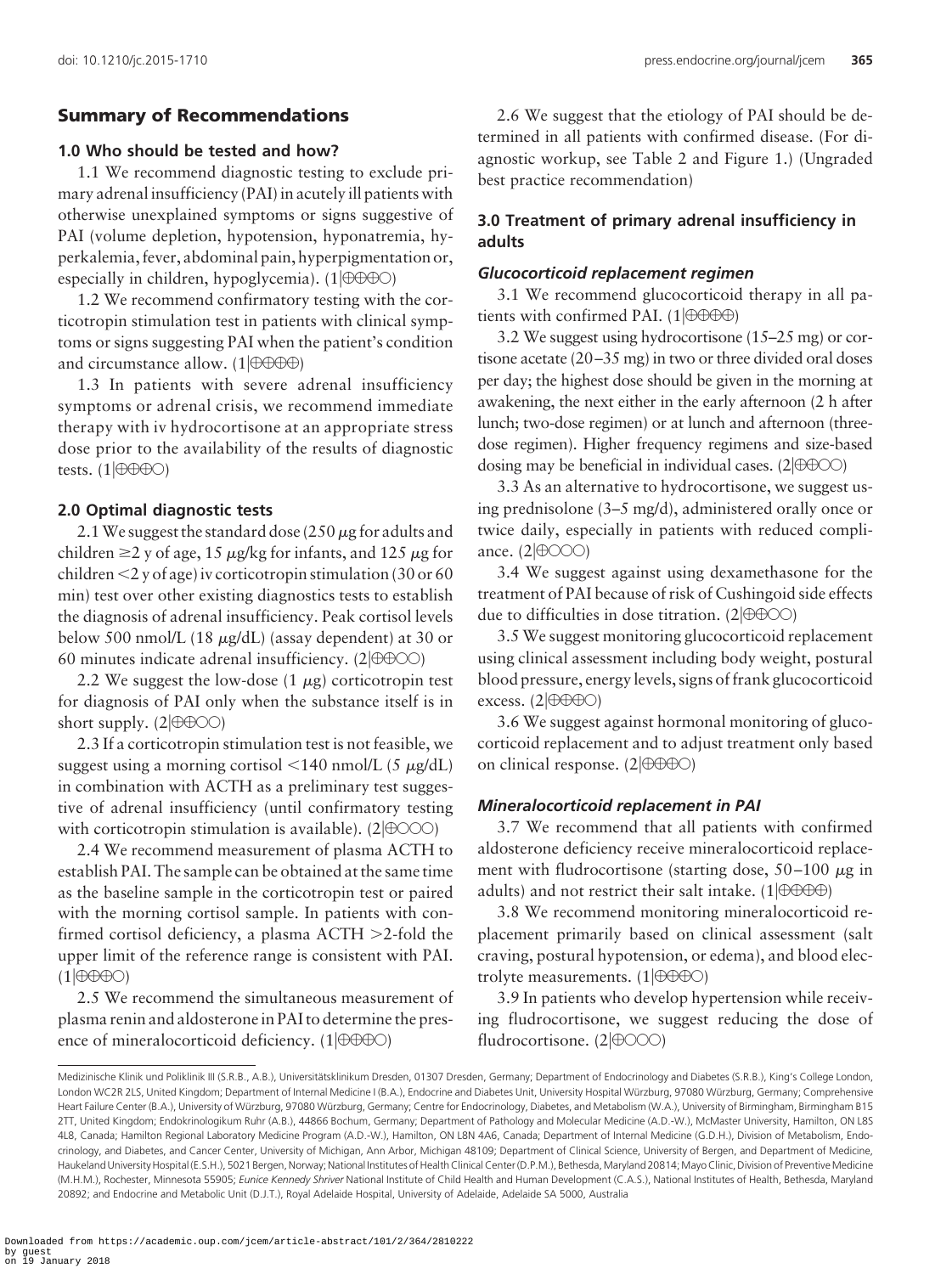## Summary of Recommendations

### 1.0 Who should be tested and how?

1.1 We recommend diagnostic testing to exclude primary adrenal insufficiency (PAI) in acutely ill patients with otherwise unexplained symptoms or signs suggestive of PAI (volume depletion, hypotension, hyponatremia, hyperkalemia, fever, abdominal pain, hyperpigmentation or, especially in children, hypoglycemia). (1|⊕⊕⊕○)

1.2 We recommend confirmatory testing with the corticotropin stimulation test in patients with clinical symptoms or signs suggesting PAI when the patient's condition and circumstance allow. (1|⊕⊕⊕⊕)

1.3 In patients with severe adrenal insufficiency symptoms or adrenal crisis, we recommend immediate therapy with iv hydrocortisone at an appropriate stress dose prior to the availability of the results of diagnostic tests. (1|⊕⊕⊕○)

### 2.0 Optimal diagnostic tests

2.1 We suggest the standard dose (250 μg for adults and children ≥2 y of age, 15 μg/kg for infants, and 125 μg for children <2 y of age) iv corticotropin stimulation (30 or 60 min) test over other existing diagnostics tests to establish the diagnosis of adrenal insufficiency. Peak cortisol levels below 500 nmol/L (18 μg/dL) (assay dependent) at 30 or 60 minutes indicate adrenal insufficiency. (2|⊕⊕○○)

2.2 We suggest the low-dose (1 μg) corticotropin test for diagnosis of PAI only when the substance itself is in short supply. (2|⊕⊕○○)

2.3 If a corticotropin stimulation test is not feasible, we suggest using a morning cortisol <140 nmol/L (5 μg/dL) in combination with ACTH as a preliminary test suggestive of adrenal insufficiency (until confirmatory testing with corticotropin stimulation is available). (2|⊕○○○)

2.4 We recommend measurement of plasma ACTH to establish PAI. The sample can be obtained at the same time as the baseline sample in the corticotropin test or paired with the morning cortisol sample. In patients with confirmed cortisol deficiency, a plasma ACTH >2-fold the upper limit of the reference range is consistent with PAI. (1|⊕⊕⊕○)

2.5 We recommend the simultaneous measurement of plasma renin and aldosterone in PAI to determine the presence of mineralocorticoid deficiency. (1|⊕⊕⊕○)

2.6 We suggest that the etiology of PAI should be determined in all patients with confirmed disease. (For diagnostic workup, see Table 2 and Figure 1.) (Ungraded best practice recommendation)

### 3.0 Treatment of primary adrenal insufficiency in adults

#### *Glucocorticoid replacement regimen*

3.1 We recommend glucocorticoid therapy in all patients with confirmed PAI. (1|⊕⊕⊕⊕)

3.2 We suggest using hydrocortisone (15–25 mg) or cortisone acetate (20–35 mg) in two or three divided oral doses per day; the highest dose should be given in the morning at awakening, the next either in the early afternoon (2 h after lunch; two-dose regimen) or at lunch and afternoon (three-dose regimen). Higher frequency regimens and size-based dosing may be beneficial in individual cases. (2|⊕⊕○○)

3.3 As an alternative to hydrocortisone, we suggest using prednisolone (3–5 mg/d), administered orally once or twice daily, especially in patients with reduced compliance. (2|⊕○○○)

3.4 We suggest against using dexamethasone for the treatment of PAI because of risk of Cushingoid side effects due to difficulties in dose titration. (2|⊕⊕○○)

3.5 We suggest monitoring glucocorticoid replacement using clinical assessment including body weight, postural blood pressure, energy levels, signs of frank glucocorticoid excess. (2|⊕⊕⊕○)

3.6 We suggest against hormonal monitoring of glucocorticoid replacement and to adjust treatment only based on clinical response. (2|⊕⊕⊕○)

#### *Mineralocorticoid replacement in PAI*

3.7 We recommend that all patients with confirmed aldosterone deficiency receive mineralocorticoid replacement with fludrocortisone (starting dose, 50–100 μg in adults) and not restrict their salt intake. (1|⊕⊕⊕⊕)

3.8 We recommend monitoring mineralocorticoid replacement primarily based on clinical assessment (salt craving, postural hypotension, or edema), and blood electrolyte measurements. (1|⊕⊕⊕○)

3.9 In patients who develop hypertension while receiving fludrocortisone, we suggest reducing the dose of fludrocortisone. (2|⊕○○○)

---

Medizinische Klinik und Poliklinik III (S.R.B., A.B.), Universitätsklinikum Dresden, 01307 Dresden, Germany; Department of Endocrinology and Diabetes (S.R.B.), King's College London, London WC2R 2LS, United Kingdom; Department of Internal Medicine I (B.A.), Endocrine and Diabetes Unit, University Hospital Würzburg, 97080 Würzburg, Germany; Comprehensive Heart Failure Center (B.A.), University of Würzburg, 97080 Würzburg, Germany; Centre for Endocrinology, Diabetes, and Metabolism (W.A.), University of Birmingham, Birmingham B15 2TT, United Kingdom; Endokrinologikum Ruhr (A.B.), 44866 Bochum, Germany; Department of Pathology and Molecular Medicine (A.D.-W.), McMaster University, Hamilton, ON L8S 4L8, Canada; Hamilton Regional Laboratory Medicine Program (A.D.-W.), Hamilton, ON L8N 4A6, Canada; Department of Internal Medicine (G.D.H.), Division of Metabolism, Endocrinology, and Diabetes, and Cancer Center, University of Michigan, Ann Arbor, Michigan 48109; Department of Clinical Science, University of Bergen, and Department of Medicine, Haukeland University Hospital (E.S.H.), 5021 Bergen, Norway; National Institutes of Health Clinical Center (D.P.M.), Bethesda, Maryland 20814; Mayo Clinic, Division of Preventive Medicine (M.H.M.), Rochester, Minnesota 55905; *Eunice Kennedy Shriver* National Institute of Child Health and Human Development (C.A.S.), National Institutes of Health, Bethesda, Maryland 20892; and Endocrine and Metabolic Unit (D.J.T.), Royal Adelaide Hospital, University of Adelaide, Adelaide SA 5000, Australia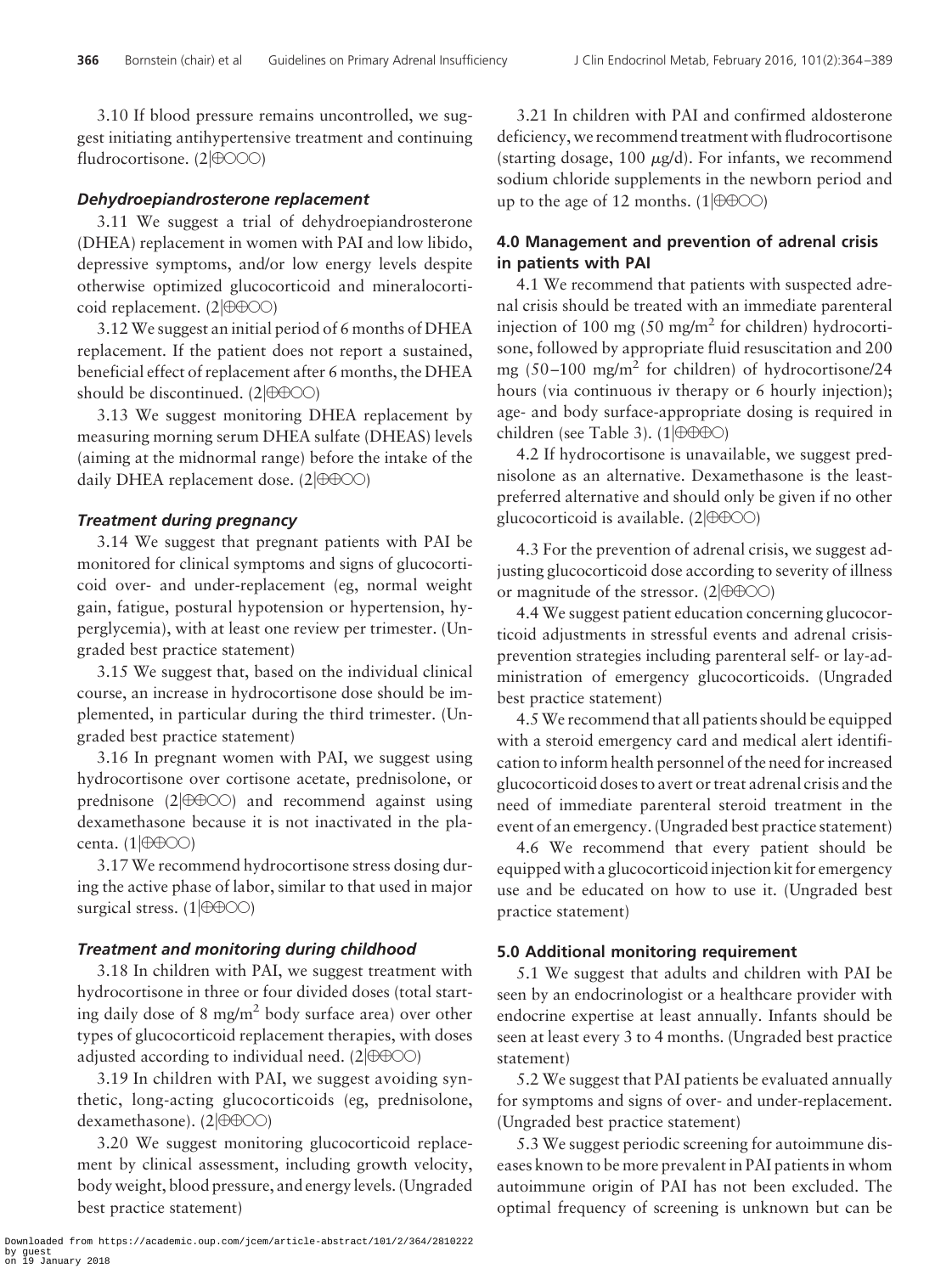3.10 If blood pressure remains uncontrolled, we suggest initiating antihypertensive treatment and continuing fludrocortisone. (2|⊕○○○)

### *Dehydroepiandrosterone replacement*

3.11 We suggest a trial of dehydroepiandrosterone (DHEA) replacement in women with PAI and low libido, depressive symptoms, and/or low energy levels despite otherwise optimized glucocorticoid and mineralocorticoid replacement. (2|⊕⊕○○)

3.12 We suggest an initial period of 6 months of DHEA replacement. If the patient does not report a sustained, beneficial effect of replacement after 6 months, the DHEA should be discontinued. (2|⊕⊕○○)

3.13 We suggest monitoring DHEA replacement by measuring morning serum DHEA sulfate (DHEAS) levels (aiming at the midnormal range) before the intake of the daily DHEA replacement dose. (2|⊕⊕○○)

### *Treatment during pregnancy*

3.14 We suggest that pregnant patients with PAI be monitored for clinical symptoms and signs of glucocorticoid over- and under-replacement (eg, normal weight gain, fatigue, postural hypotension or hypertension, hyperglycemia), with at least one review per trimester. (Ungraded best practice statement)

3.15 We suggest that, based on the individual clinical course, an increase in hydrocortisone dose should be implemented, in particular during the third trimester. (Ungraded best practice statement)

3.16 In pregnant women with PAI, we suggest using hydrocortisone over cortisone acetate, prednisolone, or prednisone (2|⊕⊕○○) and recommend against using dexamethasone because it is not inactivated in the placenta. (1|⊕⊕○○)

3.17 We recommend hydrocortisone stress dosing during the active phase of labor, similar to that used in major surgical stress. (1|⊕⊕○○)

### *Treatment and monitoring during childhood*

3.18 In children with PAI, we suggest treatment with hydrocortisone in three or four divided doses (total starting daily dose of 8 mg/m$^2$ body surface area) over other types of glucocorticoid replacement therapies, with doses adjusted according to individual need. (2|⊕⊕○○)

3.19 In children with PAI, we suggest avoiding synthetic, long-acting glucocorticoids (eg, prednisolone, dexamethasone). (2|⊕⊕○○)

3.20 We suggest monitoring glucocorticoid replacement by clinical assessment, including growth velocity, body weight, blood pressure, and energy levels. (Ungraded best practice statement)

3.21 In children with PAI and confirmed aldosterone deficiency, we recommend treatment with fludrocortisone (starting dosage, 100 $\mu$g/d). For infants, we recommend sodium chloride supplements in the newborn period and up to the age of 12 months. (1|⊕⊕○○)

## 4.0 Management and prevention of adrenal crisis in patients with PAI

4.1 We recommend that patients with suspected adrenal crisis should be treated with an immediate parenteral injection of 100 mg (50 mg/m$^2$ for children) hydrocortisone, followed by appropriate fluid resuscitation and 200 mg (50–100 mg/m$^2$ for children) of hydrocortisone/24 hours (via continuous iv therapy or 6 hourly injection); age- and body surface-appropriate dosing is required in children (see Table 3). (1|⊕⊕⊕○)

4.2 If hydrocortisone is unavailable, we suggest prednisolone as an alternative. Dexamethasone is the least-preferred alternative and should only be given if no other glucocorticoid is available. (2|⊕⊕○○)

4.3 For the prevention of adrenal crisis, we suggest adjusting glucocorticoid dose according to severity of illness or magnitude of the stressor. (2|⊕⊕○○)

4.4 We suggest patient education concerning glucocorticoid adjustments in stressful events and adrenal crisis-prevention strategies including parenteral self- or lay-administration of emergency glucocorticoids. (Ungraded best practice statement)

4.5 We recommend that all patients should be equipped with a steroid emergency card and medical alert identification to inform health personnel of the need for increased glucocorticoid doses to avert or treat adrenal crisis and the need of immediate parenteral steroid treatment in the event of an emergency. (Ungraded best practice statement)

4.6 We recommend that every patient should be equipped with a glucocorticoid injection kit for emergency use and be educated on how to use it. (Ungraded best practice statement)

## 5.0 Additional monitoring requirement

5.1 We suggest that adults and children with PAI be seen by an endocrinologist or a healthcare provider with endocrine expertise at least annually. Infants should be seen at least every 3 to 4 months. (Ungraded best practice statement)

5.2 We suggest that PAI patients be evaluated annually for symptoms and signs of over- and under-replacement. (Ungraded best practice statement)

5.3 We suggest periodic screening for autoimmune diseases known to be more prevalent in PAI patients in whom autoimmune origin of PAI has not been excluded. The optimal frequency of screening is unknown but can be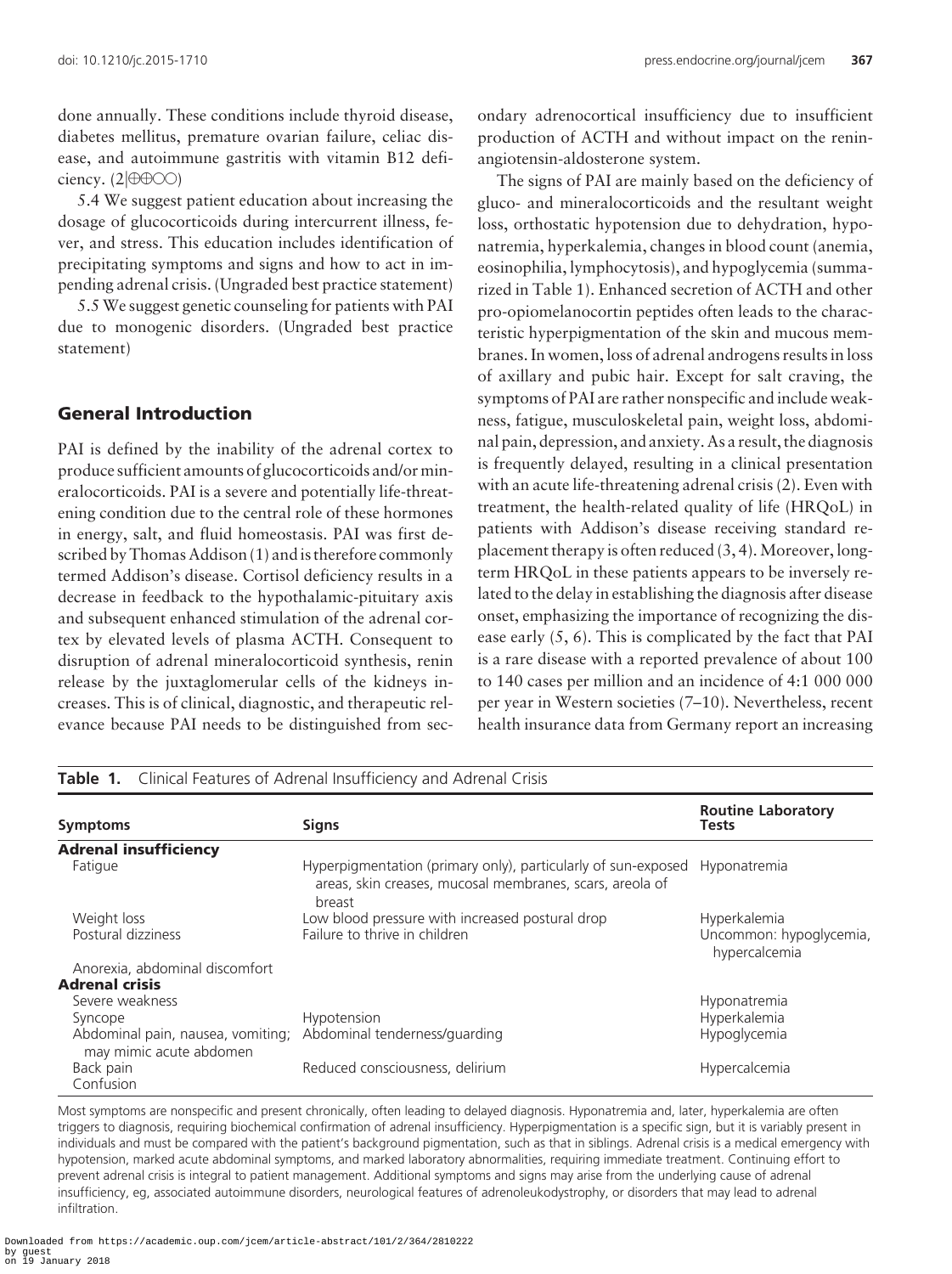done annually. These conditions include thyroid disease, diabetes mellitus, premature ovarian failure, celiac disease, and autoimmune gastritis with vitamin B12 deficiency. (2|⊕⊕○○)

5.4 We suggest patient education about increasing the dosage of glucocorticoids during intercurrent illness, fever, and stress. This education includes identification of precipitating symptoms and signs and how to act in impending adrenal crisis. (Ungraded best practice statement)

5.5 We suggest genetic counseling for patients with PAI due to monogenic disorders. (Ungraded best practice statement)

## General Introduction

PAI is defined by the inability of the adrenal cortex to produce sufficient amounts of glucocorticoids and/or mineralocorticoids. PAI is a severe and potentially life-threatening condition due to the central role of these hormones in energy, salt, and fluid homeostasis. PAI was first described by Thomas Addison (1) and is therefore commonly termed Addison's disease. Cortisol deficiency results in a decrease in feedback to the hypothalamic-pituitary axis and subsequent enhanced stimulation of the adrenal cortex by elevated levels of plasma ACTH. Consequent to disruption of adrenal mineralocorticoid synthesis, renin release by the juxtaglomerular cells of the kidneys increases. This is of clinical, diagnostic, and therapeutic relevance because PAI needs to be distinguished from secondary adrenocortical insufficiency due to insufficient production of ACTH and without impact on the renin-angiotensin-aldosterone system.

The signs of PAI are mainly based on the deficiency of gluco- and mineralocorticoids and the resultant weight loss, orthostatic hypotension due to dehydration, hyponatremia, hyperkalemia, changes in blood count (anemia, eosinophilia, lymphocytosis), and hypoglycemia (summarized in Table 1). Enhanced secretion of ACTH and other pro-opiomelanocortin peptides often leads to the characteristic hyperpigmentation of the skin and mucous membranes. In women, loss of adrenal androgens results in loss of axillary and pubic hair. Except for salt craving, the symptoms of PAI are rather nonspecific and include weakness, fatigue, musculoskeletal pain, weight loss, abdominal pain, depression, and anxiety. As a result, the diagnosis is frequently delayed, resulting in a clinical presentation with an acute life-threatening adrenal crisis (2). Even with treatment, the health-related quality of life (HRQoL) in patients with Addison's disease receiving standard replacement therapy is often reduced (3, 4). Moreover, long-term HRQoL in these patients appears to be inversely related to the delay in establishing the diagnosis after disease onset, emphasizing the importance of recognizing the disease early (5, 6). This is complicated by the fact that PAI is a rare disease with a reported prevalence of about 100 to 140 cases per million and an incidence of 4:1 000 000 per year in Western societies (7–10). Nevertheless, recent health insurance data from Germany report an increasing

**Table 1.** Clinical Features of Adrenal Insufficiency and Adrenal Crisis

| Symptoms | Signs | Routine Laboratory Tests |
|---|---|---|
| **Adrenal insufficiency** | | |
| Fatigue | Hyperpigmentation (primary only), particularly of sun-exposed areas, skin creases, mucosal membranes, scars, areola of breast | Hyponatremia |
| Weight loss | Low blood pressure with increased postural drop | Hyperkalemia |
| Postural dizziness | Failure to thrive in children | Uncommon: hypoglycemia, hypercalcemia |
| Anorexia, abdominal discomfort | | |
| **Adrenal crisis** | | |
| Severe weakness | | Hyponatremia |
| Syncope | Hypotension | Hyperkalemia |
| Abdominal pain, nausea, vomiting; may mimic acute abdomen | Abdominal tenderness/guarding | Hypoglycemia |
| Back pain | Reduced consciousness, delirium | Hypercalcemia |
| Confusion | | |

Most symptoms are nonspecific and present chronically, often leading to delayed diagnosis. Hyponatremia and, later, hyperkalemia are often triggers to diagnosis, requiring biochemical confirmation of adrenal insufficiency. Hyperpigmentation is a specific sign, but it is variably present in individuals and must be compared with the patient's background pigmentation, such as that in siblings. Adrenal crisis is a medical emergency with hypotension, marked acute abdominal symptoms, and marked laboratory abnormalities, requiring immediate treatment. Continuing effort to prevent adrenal crisis is integral to patient management. Additional symptoms and signs may arise from the underlying cause of adrenal insufficiency, eg, associated autoimmune disorders, neurological features of adrenoleukodystrophy, or disorders that may lead to adrenal infiltration.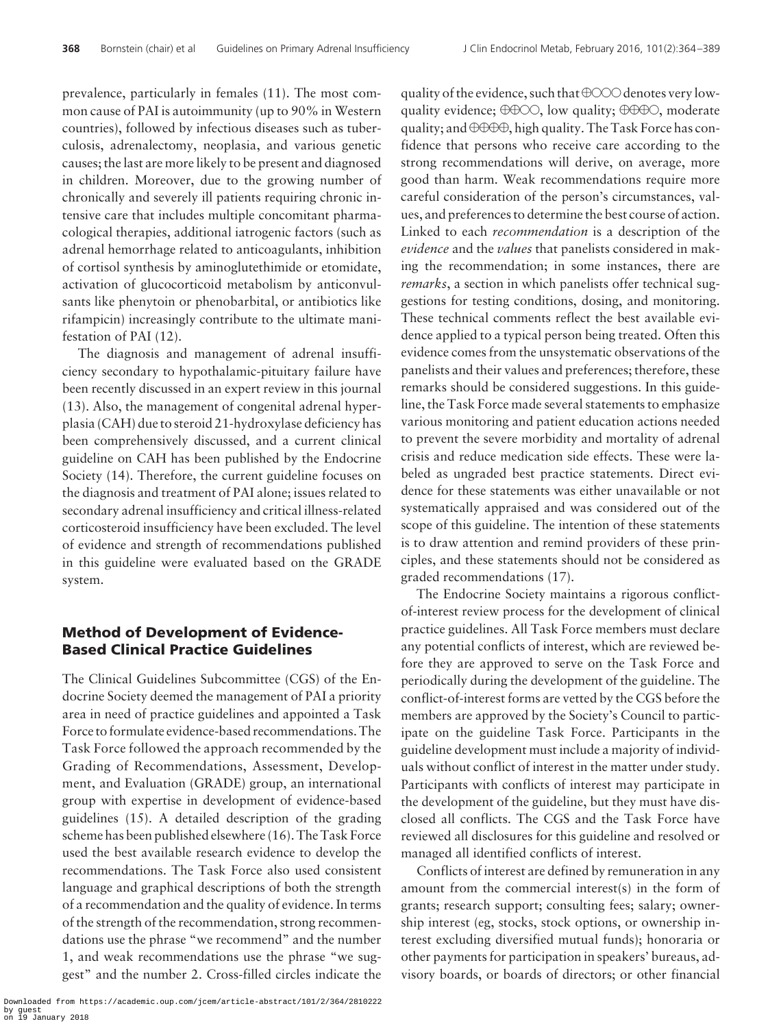prevalence, particularly in females (11). The most common cause of PAI is autoimmunity (up to 90% in Western countries), followed by infectious diseases such as tuberculosis, adrenalectomy, neoplasia, and various genetic causes; the last are more likely to be present and diagnosed in children. Moreover, due to the growing number of chronically and severely ill patients requiring chronic intensive care that includes multiple concomitant pharmacological therapies, additional iatrogenic factors (such as adrenal hemorrhage related to anticoagulants, inhibition of cortisol synthesis by aminoglutethimide or etomidate, activation of glucocorticoid metabolism by anticonvulsants like phenytoin or phenobarbital, or antibiotics like rifampicin) increasingly contribute to the ultimate manifestation of PAI (12).

The diagnosis and management of adrenal insufficiency secondary to hypothalamic-pituitary failure have been recently discussed in an expert review in this journal (13). Also, the management of congenital adrenal hyperplasia (CAH) due to steroid 21-hydroxylase deficiency has been comprehensively discussed, and a current clinical guideline on CAH has been published by the Endocrine Society (14). Therefore, the current guideline focuses on the diagnosis and treatment of PAI alone; issues related to secondary adrenal insufficiency and critical illness-related corticosteroid insufficiency have been excluded. The level of evidence and strength of recommendations published in this guideline were evaluated based on the GRADE system.

## Method of Development of Evidence-Based Clinical Practice Guidelines

The Clinical Guidelines Subcommittee (CGS) of the Endocrine Society deemed the management of PAI a priority area in need of practice guidelines and appointed a Task Force to formulate evidence-based recommendations. The Task Force followed the approach recommended by the Grading of Recommendations, Assessment, Development, and Evaluation (GRADE) group, an international group with expertise in development of evidence-based guidelines (15). A detailed description of the grading scheme has been published elsewhere (16). The Task Force used the best available research evidence to develop the recommendations. The Task Force also used consistent language and graphical descriptions of both the strength of a recommendation and the quality of evidence. In terms of the strength of the recommendation, strong recommendations use the phrase "we recommend" and the number 1, and weak recommendations use the phrase "we suggest" and the number 2. Cross-filled circles indicate the quality of the evidence, such that ⊕○○○ denotes very low-quality evidence; ⊕⊕○○, low quality; ⊕⊕⊕○, moderate quality; and ⊕⊕⊕⊕, high quality. The Task Force has confidence that persons who receive care according to the strong recommendations will derive, on average, more good than harm. Weak recommendations require more careful consideration of the person's circumstances, values, and preferences to determine the best course of action. Linked to each *recommendation* is a description of the *evidence* and the *values* that panelists considered in making the recommendation; in some instances, there are *remarks*, a section in which panelists offer technical suggestions for testing conditions, dosing, and monitoring. These technical comments reflect the best available evidence applied to a typical person being treated. Often this evidence comes from the unsystematic observations of the panelists and their values and preferences; therefore, these remarks should be considered suggestions. In this guideline, the Task Force made several statements to emphasize various monitoring and patient education actions needed to prevent the severe morbidity and mortality of adrenal crisis and reduce medication side effects. These were labeled as ungraded best practice statements. Direct evidence for these statements was either unavailable or not systematically appraised and was considered out of the scope of this guideline. The intention of these statements is to draw attention and remind providers of these principles, and these statements should not be considered as graded recommendations (17).

The Endocrine Society maintains a rigorous conflict-of-interest review process for the development of clinical practice guidelines. All Task Force members must declare any potential conflicts of interest, which are reviewed before they are approved to serve on the Task Force and periodically during the development of the guideline. The conflict-of-interest forms are vetted by the CGS before the members are approved by the Society's Council to participate on the guideline Task Force. Participants in the guideline development must include a majority of individuals without conflict of interest in the matter under study. Participants with conflicts of interest may participate in the development of the guideline, but they must have disclosed all conflicts. The CGS and the Task Force have reviewed all disclosures for this guideline and resolved or managed all identified conflicts of interest.

Conflicts of interest are defined by remuneration in any amount from the commercial interest(s) in the form of grants; research support; consulting fees; salary; ownership interest (eg, stocks, stock options, or ownership interest excluding diversified mutual funds); honoraria or other payments for participation in speakers' bureaus, advisory boards, or boards of directors; or other financial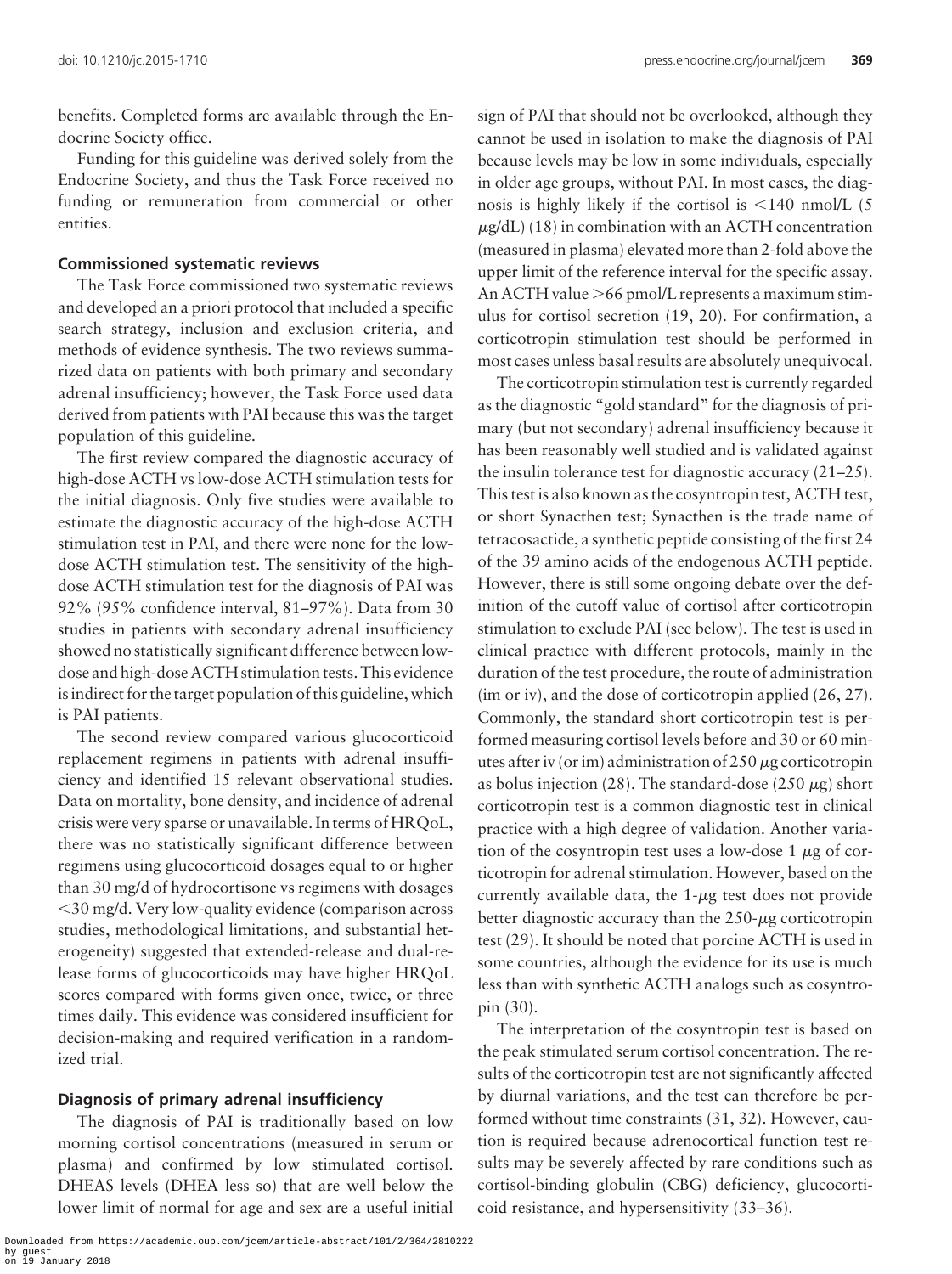benefits. Completed forms are available through the Endocrine Society office.

Funding for this guideline was derived solely from the Endocrine Society, and thus the Task Force received no funding or remuneration from commercial or other entities.

### Commissioned systematic reviews

The Task Force commissioned two systematic reviews and developed an a priori protocol that included a specific search strategy, inclusion and exclusion criteria, and methods of evidence synthesis. The two reviews summarized data on patients with both primary and secondary adrenal insufficiency; however, the Task Force used data derived from patients with PAI because this was the target population of this guideline.

The first review compared the diagnostic accuracy of high-dose ACTH vs low-dose ACTH stimulation tests for the initial diagnosis. Only five studies were available to estimate the diagnostic accuracy of the high-dose ACTH stimulation test in PAI, and there were none for the low-dose ACTH stimulation test. The sensitivity of the high-dose ACTH stimulation test for the diagnosis of PAI was 92% (95% confidence interval, 81–97%). Data from 30 studies in patients with secondary adrenal insufficiency showed no statistically significant difference between low-dose and high-dose ACTH stimulation tests. This evidence is indirect for the target population of this guideline, which is PAI patients.

The second review compared various glucocorticoid replacement regimens in patients with adrenal insufficiency and identified 15 relevant observational studies. Data on mortality, bone density, and incidence of adrenal crisis were very sparse or unavailable. In terms of HRQoL, there was no statistically significant difference between regimens using glucocorticoid dosages equal to or higher than 30 mg/d of hydrocortisone vs regimens with dosages <30 mg/d. Very low-quality evidence (comparison across studies, methodological limitations, and substantial heterogeneity) suggested that extended-release and dual-release forms of glucocorticoids may have higher HRQoL scores compared with forms given once, twice, or three times daily. This evidence was considered insufficient for decision-making and required verification in a randomized trial.

### Diagnosis of primary adrenal insufficiency

The diagnosis of PAI is traditionally based on low morning cortisol concentrations (measured in serum or plasma) and confirmed by low stimulated cortisol. DHEAS levels (DHEA less so) that are well below the lower limit of normal for age and sex are a useful initial sign of PAI that should not be overlooked, although they cannot be used in isolation to make the diagnosis of PAI because levels may be low in some individuals, especially in older age groups, without PAI. In most cases, the diagnosis is highly likely if the cortisol is <140 nmol/L (5 μg/dL) (18) in combination with an ACTH concentration (measured in plasma) elevated more than 2-fold above the upper limit of the reference interval for the specific assay. An ACTH value >66 pmol/L represents a maximum stimulus for cortisol secretion (19, 20). For confirmation, a corticotropin stimulation test should be performed in most cases unless basal results are absolutely unequivocal.

The corticotropin stimulation test is currently regarded as the diagnostic "gold standard" for the diagnosis of primary (but not secondary) adrenal insufficiency because it has been reasonably well studied and is validated against the insulin tolerance test for diagnostic accuracy (21–25). This test is also known as the cosyntropin test, ACTH test, or short Synacthen test; Synacthen is the trade name of tetracosactide, a synthetic peptide consisting of the first 24 of the 39 amino acids of the endogenous ACTH peptide. However, there is still some ongoing debate over the definition of the cutoff value of cortisol after corticotropin stimulation to exclude PAI (see below). The test is used in clinical practice with different protocols, mainly in the duration of the test procedure, the route of administration (im or iv), and the dose of corticotropin applied (26, 27). Commonly, the standard short corticotropin test is performed measuring cortisol levels before and 30 or 60 minutes after iv (or im) administration of 250 μg corticotropin as bolus injection (28). The standard-dose (250 μg) short corticotropin test is a common diagnostic test in clinical practice with a high degree of validation. Another variation of the cosyntropin test uses a low-dose 1 μg of corticotropin for adrenal stimulation. However, based on the currently available data, the 1-μg test does not provide better diagnostic accuracy than the 250-μg corticotropin test (29). It should be noted that porcine ACTH is used in some countries, although the evidence for its use is much less than with synthetic ACTH analogs such as cosyntropin (30).

The interpretation of the cosyntropin test is based on the peak stimulated serum cortisol concentration. The results of the corticotropin test are not significantly affected by diurnal variations, and the test can therefore be performed without time constraints (31, 32). However, caution is required because adrenocortical function test results may be severely affected by rare conditions such as cortisol-binding globulin (CBG) deficiency, glucocorticoid resistance, and hypersensitivity (33–36).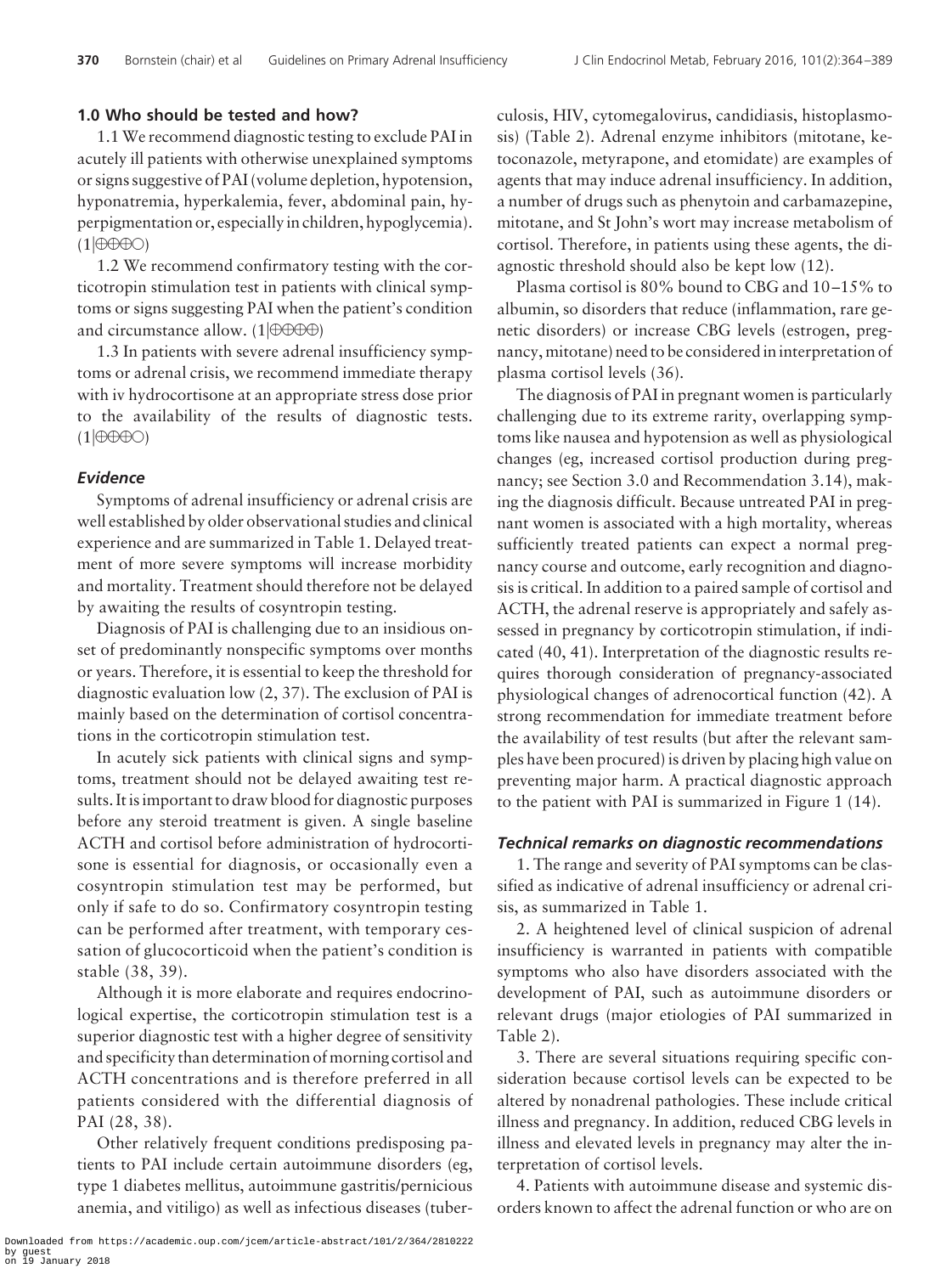### 1.0 Who should be tested and how?

1.1 We recommend diagnostic testing to exclude PAI in acutely ill patients with otherwise unexplained symptoms or signs suggestive of PAI (volume depletion, hypotension, hyponatremia, hyperkalemia, fever, abdominal pain, hyperpigmentation or, especially in children, hypoglycemia). (1|⊕⊕⊕○)

1.2 We recommend confirmatory testing with the corticotropin stimulation test in patients with clinical symptoms or signs suggesting PAI when the patient's condition and circumstance allow. (1|⊕⊕⊕⊕)

1.3 In patients with severe adrenal insufficiency symptoms or adrenal crisis, we recommend immediate therapy with iv hydrocortisone at an appropriate stress dose prior to the availability of the results of diagnostic tests. (1|⊕⊕⊕○)

#### *Evidence*

Symptoms of adrenal insufficiency or adrenal crisis are well established by older observational studies and clinical experience and are summarized in Table 1. Delayed treatment of more severe symptoms will increase morbidity and mortality. Treatment should therefore not be delayed by awaiting the results of cosyntropin testing.

Diagnosis of PAI is challenging due to an insidious onset of predominantly nonspecific symptoms over months or years. Therefore, it is essential to keep the threshold for diagnostic evaluation low (2, 37). The exclusion of PAI is mainly based on the determination of cortisol concentrations in the corticotropin stimulation test.

In acutely sick patients with clinical signs and symptoms, treatment should not be delayed awaiting test results. It is important to draw blood for diagnostic purposes before any steroid treatment is given. A single baseline ACTH and cortisol before administration of hydrocortisone is essential for diagnosis, or occasionally even a cosyntropin stimulation test may be performed, but only if safe to do so. Confirmatory cosyntropin testing can be performed after treatment, with temporary cessation of glucocorticoid when the patient's condition is stable (38, 39).

Although it is more elaborate and requires endocrinological expertise, the corticotropin stimulation test is a superior diagnostic test with a higher degree of sensitivity and specificity than determination of morning cortisol and ACTH concentrations and is therefore preferred in all patients considered with the differential diagnosis of PAI (28, 38).

Other relatively frequent conditions predisposing patients to PAI include certain autoimmune disorders (eg, type 1 diabetes mellitus, autoimmune gastritis/pernicious anemia, and vitiligo) as well as infectious diseases (tuberculosis, HIV, cytomegalovirus, candidiasis, histoplasmosis) (Table 2). Adrenal enzyme inhibitors (mitotane, ketoconazole, metyrapone, and etomidate) are examples of agents that may induce adrenal insufficiency. In addition, a number of drugs such as phenytoin and carbamazepine, mitotane, and St John's wort may increase metabolism of cortisol. Therefore, in patients using these agents, the diagnostic threshold should also be kept low (12).

Plasma cortisol is 80% bound to CBG and 10–15% to albumin, so disorders that reduce (inflammation, rare genetic disorders) or increase CBG levels (estrogen, pregnancy, mitotane) need to be considered in interpretation of plasma cortisol levels (36).

The diagnosis of PAI in pregnant women is particularly challenging due to its extreme rarity, overlapping symptoms like nausea and hypotension as well as physiological changes (eg, increased cortisol production during pregnancy; see Section 3.0 and Recommendation 3.14), making the diagnosis difficult. Because untreated PAI in pregnant women is associated with a high mortality, whereas sufficiently treated patients can expect a normal pregnancy course and outcome, early recognition and diagnosis is critical. In addition to a paired sample of cortisol and ACTH, the adrenal reserve is appropriately and safely assessed in pregnancy by corticotropin stimulation, if indicated (40, 41). Interpretation of the diagnostic results requires thorough consideration of pregnancy-associated physiological changes of adrenocortical function (42). A strong recommendation for immediate treatment before the availability of test results (but after the relevant samples have been procured) is driven by placing high value on preventing major harm. A practical diagnostic approach to the patient with PAI is summarized in Figure 1 (14).

#### *Technical remarks on diagnostic recommendations*

1. The range and severity of PAI symptoms can be classified as indicative of adrenal insufficiency or adrenal crisis, as summarized in Table 1.

2. A heightened level of clinical suspicion of adrenal insufficiency is warranted in patients with compatible symptoms who also have disorders associated with the development of PAI, such as autoimmune disorders or relevant drugs (major etiologies of PAI summarized in Table 2).

3. There are several situations requiring specific consideration because cortisol levels can be expected to be altered by nonadrenal pathologies. These include critical illness and pregnancy. In addition, reduced CBG levels in illness and elevated levels in pregnancy may alter the interpretation of cortisol levels.

4. Patients with autoimmune disease and systemic disorders known to affect the adrenal function or who are on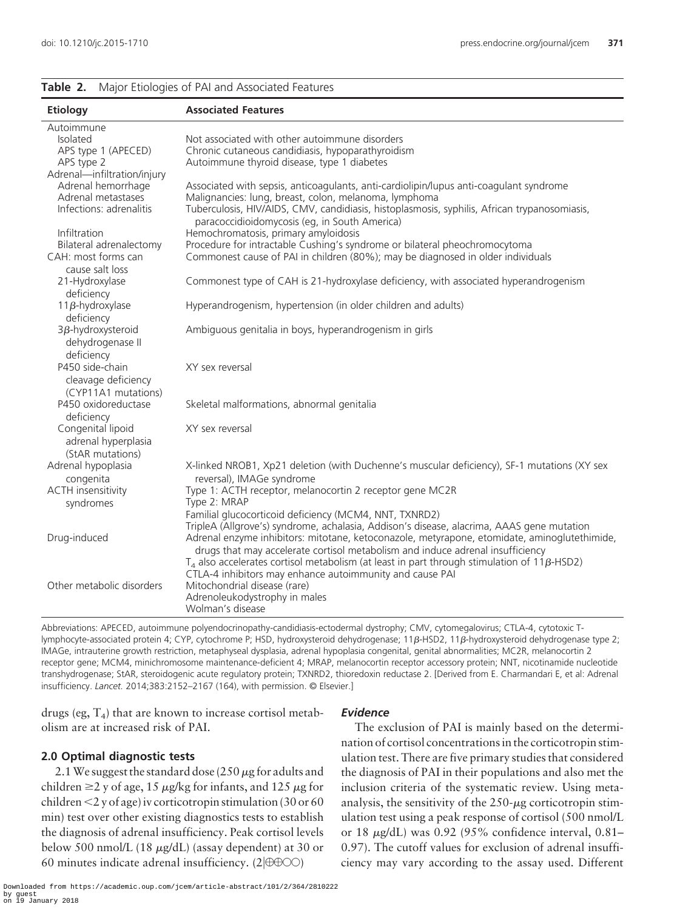**Table 2.** Major Etiologies of PAI and Associated Features

| Etiology | Associated Features |
|---|---|
| Autoimmune | |
| Isolated | Not associated with other autoimmune disorders |
| APS type 1 (APECED) | Chronic cutaneous candidiasis, hypoparathyroidism |
| APS type 2 | Autoimmune thyroid disease, type 1 diabetes |
| Adrenal—infiltration/injury | |
| Adrenal hemorrhage | Associated with sepsis, anticoagulants, anti-cardiolipin/lupus anti-coagulant syndrome |
| Adrenal metastases | Malignancies: lung, breast, colon, melanoma, lymphoma |
| Infections: adrenalitis | Tuberculosis, HIV/AIDS, CMV, candidiasis, histoplasmosis, syphilis, African trypanosomiasis, paracoccidioidomycosis (eg, in South America) |
| Infiltration | Hemochromatosis, primary amyloidosis |
| Bilateral adrenalectomy | Procedure for intractable Cushing's syndrome or bilateral pheochromocytoma |
| CAH: most forms can cause salt loss | Commonest cause of PAI in children (80%); may be diagnosed in older individuals |
| 21-Hydroxylase deficiency | Commonest type of CAH is 21-hydroxylase deficiency, with associated hyperandrogenism |
| 11β-hydroxylase deficiency | Hyperandrogenism, hypertension (in older children and adults) |
| 3β-hydroxysteroid dehydrogenase II deficiency | Ambiguous genitalia in boys, hyperandrogenism in girls |
| P450 side-chain cleavage deficiency (CYP11A1 mutations) | XY sex reversal |
| P450 oxidoreductase deficiency | Skeletal malformations, abnormal genitalia |
| Congenital lipoid adrenal hyperplasia (StAR mutations) | XY sex reversal |
| Adrenal hypoplasia congenita | X-linked NROB1, Xp21 deletion (with Duchenne's muscular deficiency), SF-1 mutations (XY sex reversal), IMAGe syndrome |
| ACTH insensitivity syndromes | Type 1: ACTH receptor, melanocortin 2 receptor gene MC2R<br>Type 2: MRAP<br>Familial glucocorticoid deficiency (MCM4, NNT, TXNRD2)<br>TripleA (Allgrove's) syndrome, achalasia, Addison's disease, alacrima, AAAS gene mutation |
| Drug-induced | Adrenal enzyme inhibitors: mitotane, ketoconazole, metyrapone, etomidate, aminoglutethimide, drugs that may accelerate cortisol metabolism and induce adrenal insufficiency<br>$T_4$ also accelerates cortisol metabolism (at least in part through stimulation of 11β-HSD2)<br>CTLA-4 inhibitors may enhance autoimmunity and cause PAI |
| Other metabolic disorders | Mitochondrial disease (rare)<br>Adrenoleukodystrophy in males<br>Wolman's disease |

Abbreviations: APECED, autoimmune polyendocrinopathy-candidiasis-ectodermal dystrophy; CMV, cytomegalovirus; CTLA-4, cytotoxic T-lymphocyte-associated protein 4; CYP, cytochrome P; HSD, hydroxysteroid dehydrogenase; 11β-HSD2, 11β-hydroxysteroid dehydrogenase type 2; IMAGe, intrauterine growth restriction, metaphyseal dysplasia, adrenal hypoplasia congenital, genital abnormalities; MC2R, melanocortin 2 receptor gene; MCM4, minichromosome maintenance-deficient 4; MRAP, melanocortin receptor accessory protein; NNT, nicotinamide nucleotide transhydrogenase; StAR, steroidogenic acute regulatory protein; TXNRD2, thioredoxin reductase 2. [Derived from E. Charmandari E, et al: Adrenal insufficiency. *Lancet.* 2014;383:2152–2167 (164), with permission. © Elsevier.]

drugs (eg, $T_4$) that are known to increase cortisol metabolism are at increased risk of PAI.

### 2.0 Optimal diagnostic tests

2.1 We suggest the standard dose (250 μg for adults and children ≥2 y of age, 15 μg/kg for infants, and 125 μg for children <2 y of age) iv corticotropin stimulation (30 or 60 min) test over other existing diagnostics tests to establish the diagnosis of adrenal insufficiency. Peak cortisol levels below 500 nmol/L (18 μg/dL) (assay dependent) at 30 or 60 minutes indicate adrenal insufficiency. (2|⊕⊕○○)

#### *Evidence*

The exclusion of PAI is mainly based on the determination of cortisol concentrations in the corticotropin stimulation test. There are five primary studies that considered the diagnosis of PAI in their populations and also met the inclusion criteria of the systematic review. Using meta-analysis, the sensitivity of the 250-μg corticotropin stimulation test using a peak response of cortisol (500 nmol/L or 18 μg/dL) was 0.92 (95% confidence interval, 0.81–0.97). The cutoff values for exclusion of adrenal insufficiency may vary according to the assay used. Different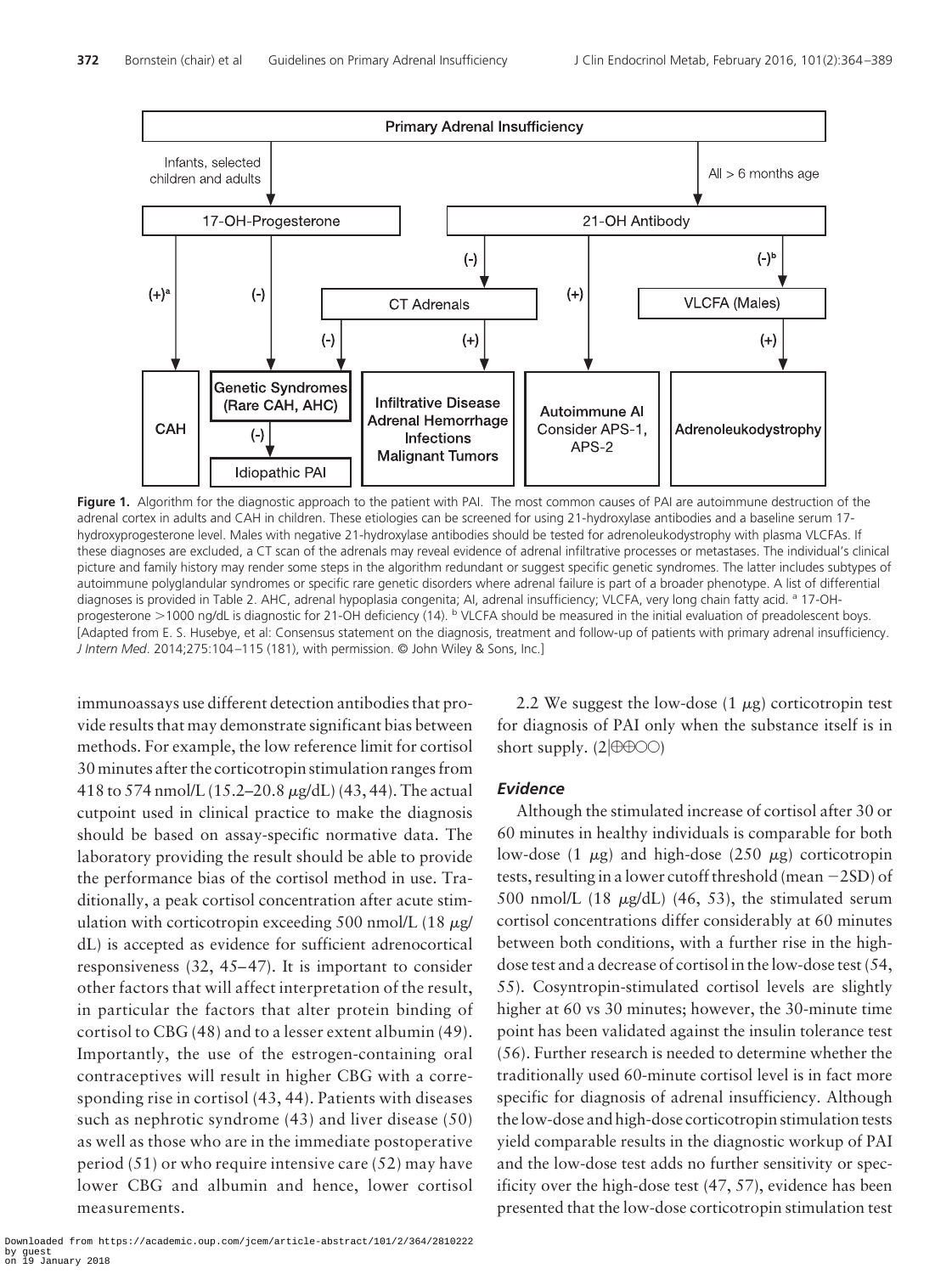**Figure 1.** Algorithm for the diagnostic approach to the patient with PAI. The most common causes of PAI are autoimmune destruction of the adrenal cortex in adults and CAH in children. These etiologies can be screened for using 21-hydroxylase antibodies and a baseline serum 17-hydroxyprogesterone level. Males with negative 21-hydroxylase antibodies should be tested for adrenoleukodystrophy with plasma VLCFAs. If these diagnoses are excluded, a CT scan of the adrenals may reveal evidence of adrenal infiltrative processes or metastases. The individual's clinical picture and family history may render some steps in the algorithm redundant or suggest specific genetic syndromes. The latter includes subtypes of autoimmune polyglandular syndromes or specific rare genetic disorders where adrenal failure is part of a broader phenotype. A list of differential diagnoses is provided in Table 2. AHC, adrenal hypoplasia congenita; AI, adrenal insufficiency; VLCFA, very long chain fatty acid. [a] 17-OH-progesterone >1000 ng/dL is diagnostic for 21-OH deficiency (14). [b] VLCFA should be measured in the initial evaluation of preadolescent boys. [Adapted from E. S. Husebye, et al: Consensus statement on the diagnosis, treatment and follow-up of patients with primary adrenal insufficiency. *J Intern Med*. 2014;275:104–115 (181), with permission. © John Wiley & Sons, Inc.]

immunoassays use different detection antibodies that provide results that may demonstrate significant bias between methods. For example, the low reference limit for cortisol 30 minutes after the corticotropin stimulation ranges from 418 to 574 nmol/L (15.2–20.8 μg/dL) (43, 44). The actual cutpoint used in clinical practice to make the diagnosis should be based on assay-specific normative data. The laboratory providing the result should be able to provide the performance bias of the cortisol method in use. Traditionally, a peak cortisol concentration after acute stimulation with corticotropin exceeding 500 nmol/L (18 μg/dL) is accepted as evidence for sufficient adrenocortical responsiveness (32, 45–47). It is important to consider other factors that will affect interpretation of the result, in particular the factors that alter protein binding of cortisol to CBG (48) and to a lesser extent albumin (49). Importantly, the use of the estrogen-containing oral contraceptives will result in higher CBG with a corresponding rise in cortisol (43, 44). Patients with diseases such as nephrotic syndrome (43) and liver disease (50) as well as those who are in the immediate postoperative period (51) or who require intensive care (52) may have lower CBG and albumin and hence, lower cortisol measurements.

2.2 We suggest the low-dose (1 μg) corticotropin test for diagnosis of PAI only when the substance itself is in short supply. (2|⊕⊕○○)

### *Evidence*

Although the stimulated increase of cortisol after 30 or 60 minutes in healthy individuals is comparable for both low-dose (1 μg) and high-dose (250 μg) corticotropin tests, resulting in a lower cutoff threshold (mean −2SD) of 500 nmol/L (18 μg/dL) (46, 53), the stimulated serum cortisol concentrations differ considerably at 60 minutes between both conditions, with a further rise in the high-dose test and a decrease of cortisol in the low-dose test (54, 55). Cosyntropin-stimulated cortisol levels are slightly higher at 60 vs 30 minutes; however, the 30-minute time point has been validated against the insulin tolerance test (56). Further research is needed to determine whether the traditionally used 60-minute cortisol level is in fact more specific for diagnosis of adrenal insufficiency. Although the low-dose and high-dose corticotropin stimulation tests yield comparable results in the diagnostic workup of PAI and the low-dose test adds no further sensitivity or specificity over the high-dose test (47, 57), evidence has been presented that the low-dose corticotropin stimulation test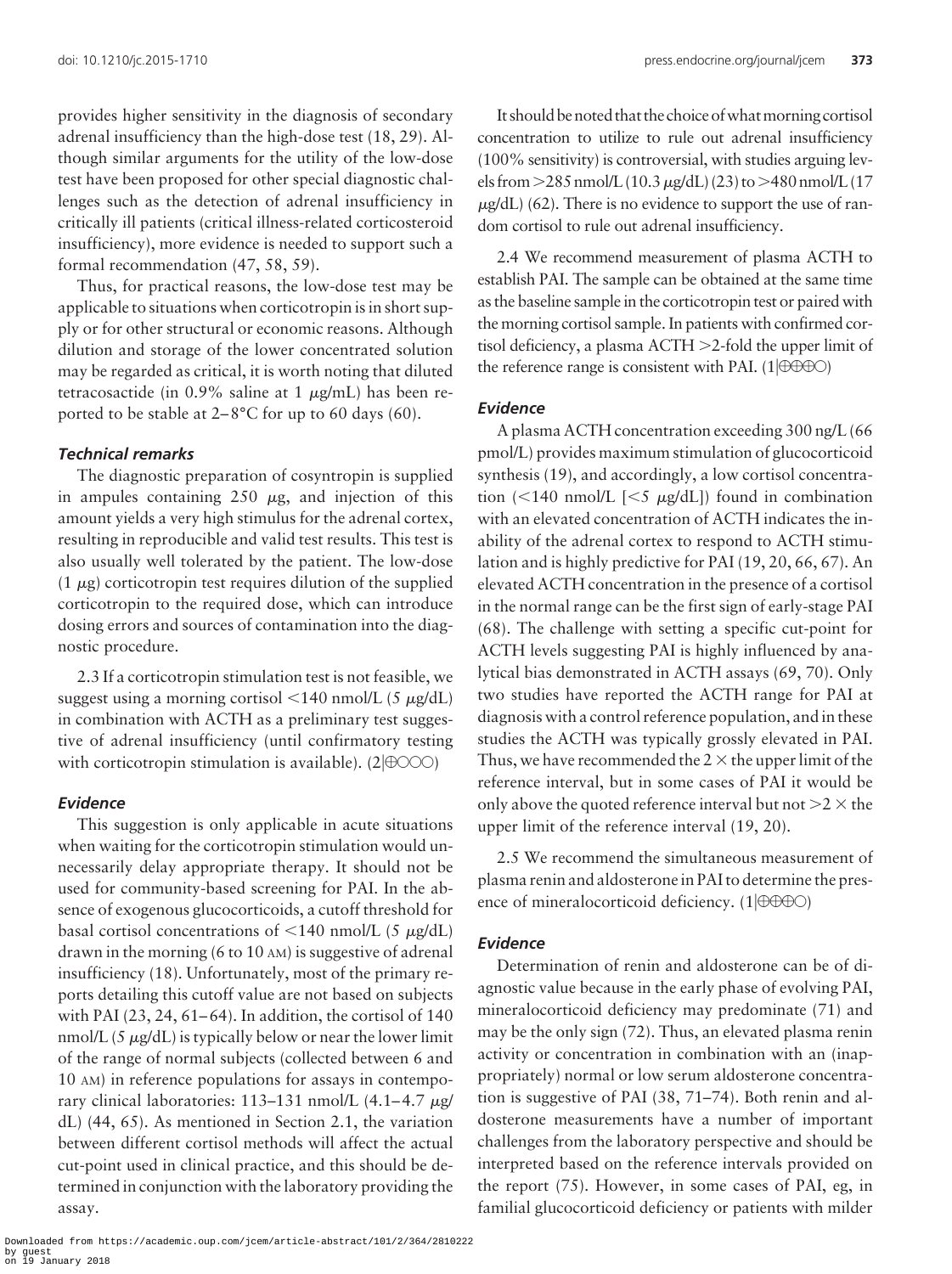provides higher sensitivity in the diagnosis of secondary adrenal insufficiency than the high-dose test (18, 29). Although similar arguments for the utility of the low-dose test have been proposed for other special diagnostic challenges such as the detection of adrenal insufficiency in critically ill patients (critical illness-related corticosteroid insufficiency), more evidence is needed to support such a formal recommendation (47, 58, 59).

Thus, for practical reasons, the low-dose test may be applicable to situations when corticotropin is in short supply or for other structural or economic reasons. Although dilution and storage of the lower concentrated solution may be regarded as critical, it is worth noting that diluted tetracosactide (in 0.9% saline at 1 μg/mL) has been reported to be stable at 2–8°C for up to 60 days (60).

#### *Technical remarks*

The diagnostic preparation of cosyntropin is supplied in ampules containing 250 μg, and injection of this amount yields a very high stimulus for the adrenal cortex, resulting in reproducible and valid test results. This test is also usually well tolerated by the patient. The low-dose (1 μg) corticotropin test requires dilution of the supplied corticotropin to the required dose, which can introduce dosing errors and sources of contamination into the diagnostic procedure.

2.3 If a corticotropin stimulation test is not feasible, we suggest using a morning cortisol <140 nmol/L (5 μg/dL) in combination with ACTH as a preliminary test suggestive of adrenal insufficiency (until confirmatory testing with corticotropin stimulation is available). (2|⊕○○○)

#### *Evidence*

This suggestion is only applicable in acute situations when waiting for the corticotropin stimulation would unnecessarily delay appropriate therapy. It should not be used for community-based screening for PAI. In the absence of exogenous glucocorticoids, a cutoff threshold for basal cortisol concentrations of <140 nmol/L (5 μg/dL) drawn in the morning (6 to 10 AM) is suggestive of adrenal insufficiency (18). Unfortunately, most of the primary reports detailing this cutoff value are not based on subjects with PAI (23, 24, 61–64). In addition, the cortisol of 140 nmol/L (5 μg/dL) is typically below or near the lower limit of the range of normal subjects (collected between 6 and 10 AM) in reference populations for assays in contemporary clinical laboratories: 113–131 nmol/L (4.1–4.7 μg/dL) (44, 65). As mentioned in Section 2.1, the variation between different cortisol methods will affect the actual cut-point used in clinical practice, and this should be determined in conjunction with the laboratory providing the assay.

It should be noted that the choice of what morning cortisol concentration to utilize to rule out adrenal insufficiency (100% sensitivity) is controversial, with studies arguing levels from >285 nmol/L (10.3 μg/dL) (23) to >480 nmol/L (17 μg/dL) (62). There is no evidence to support the use of random cortisol to rule out adrenal insufficiency.

2.4 We recommend measurement of plasma ACTH to establish PAI. The sample can be obtained at the same time as the baseline sample in the corticotropin test or paired with the morning cortisol sample. In patients with confirmed cortisol deficiency, a plasma ACTH >2-fold the upper limit of the reference range is consistent with PAI. (1|⊕⊕⊕○)

#### *Evidence*

A plasma ACTH concentration exceeding 300 ng/L (66 pmol/L) provides maximum stimulation of glucocorticoid synthesis (19), and accordingly, a low cortisol concentration (<140 nmol/L [<5 μg/dL]) found in combination with an elevated concentration of ACTH indicates the inability of the adrenal cortex to respond to ACTH stimulation and is highly predictive for PAI (19, 20, 66, 67). An elevated ACTH concentration in the presence of a cortisol in the normal range can be the first sign of early-stage PAI (68). The challenge with setting a specific cut-point for ACTH levels suggesting PAI is highly influenced by analytical bias demonstrated in ACTH assays (69, 70). Only two studies have reported the ACTH range for PAI at diagnosis with a control reference population, and in these studies the ACTH was typically grossly elevated in PAI. Thus, we have recommended the 2 × the upper limit of the reference interval, but in some cases of PAI it would be only above the quoted reference interval but not >2 × the upper limit of the reference interval (19, 20).

2.5 We recommend the simultaneous measurement of plasma renin and aldosterone in PAI to determine the presence of mineralocorticoid deficiency. (1|⊕⊕⊕○)

#### *Evidence*

Determination of renin and aldosterone can be of diagnostic value because in the early phase of evolving PAI, mineralocorticoid deficiency may predominate (71) and may be the only sign (72). Thus, an elevated plasma renin activity or concentration in combination with an (inappropriately) normal or low serum aldosterone concentration is suggestive of PAI (38, 71–74). Both renin and aldosterone measurements have a number of important challenges from the laboratory perspective and should be interpreted based on the reference intervals provided on the report (75). However, in some cases of PAI, eg, in familial glucocorticoid deficiency or patients with milder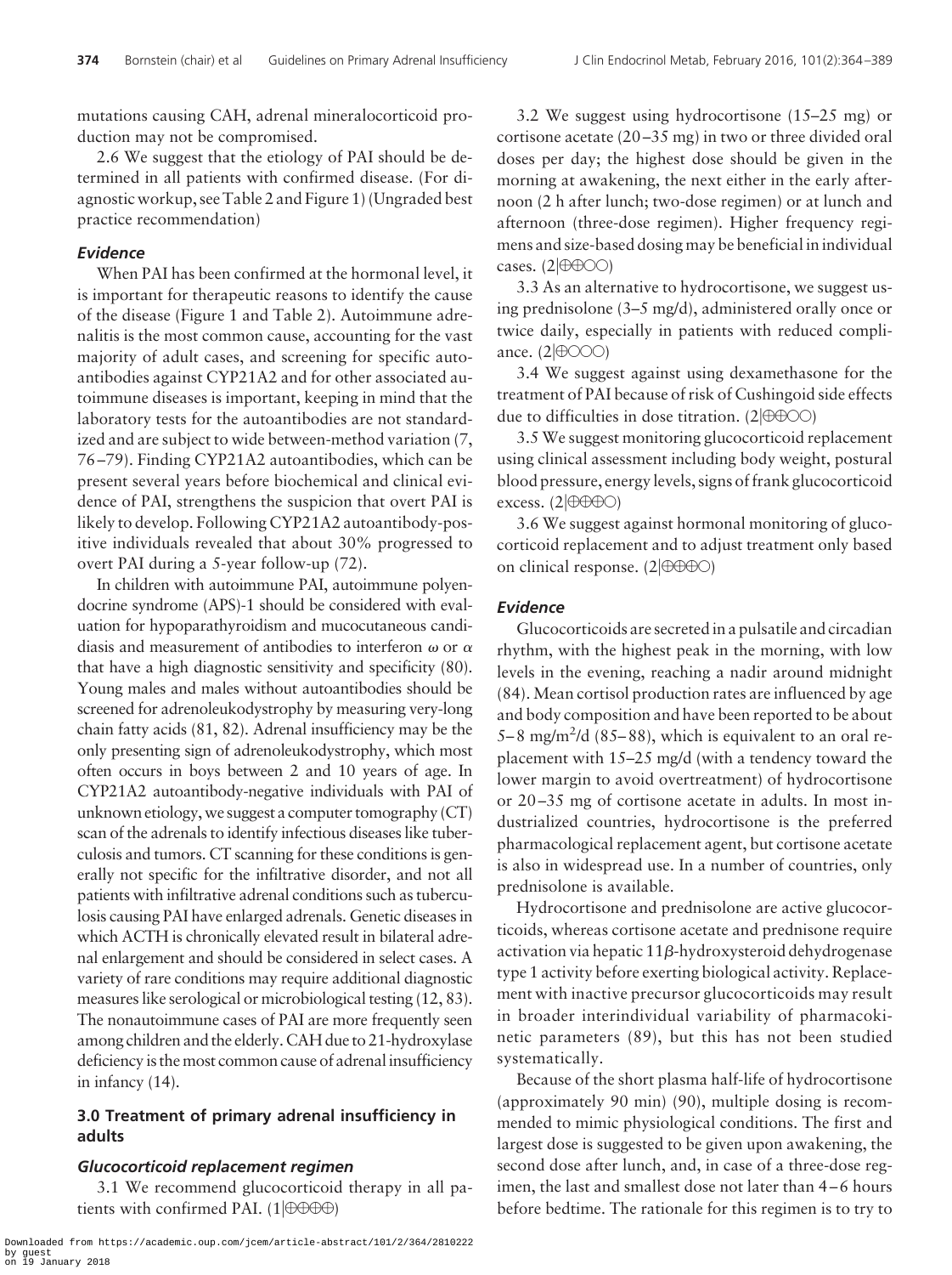mutations causing CAH, adrenal mineralocorticoid production may not be compromised.

2.6 We suggest that the etiology of PAI should be determined in all patients with confirmed disease. (For diagnostic workup, see Table 2 and Figure 1) (Ungraded best practice recommendation)

### *Evidence*

When PAI has been confirmed at the hormonal level, it is important for therapeutic reasons to identify the cause of the disease (Figure 1 and Table 2). Autoimmune adrenalitis is the most common cause, accounting for the vast majority of adult cases, and screening for specific autoantibodies against CYP21A2 and for other associated autoimmune diseases is important, keeping in mind that the laboratory tests for the autoantibodies are not standardized and are subject to wide between-method variation (7, 76–79). Finding CYP21A2 autoantibodies, which can be present several years before biochemical and clinical evidence of PAI, strengthens the suspicion that overt PAI is likely to develop. Following CYP21A2 autoantibody-positive individuals revealed that about 30% progressed to overt PAI during a 5-year follow-up (72).

In children with autoimmune PAI, autoimmune polyendocrine syndrome (APS)-1 should be considered with evaluation for hypoparathyroidism and mucocutaneous candidiasis and measurement of antibodies to interferon $\omega$ or $\alpha$ that have a high diagnostic sensitivity and specificity (80). Young males and males without autoantibodies should be screened for adrenoleukodystrophy by measuring very-long chain fatty acids (81, 82). Adrenal insufficiency may be the only presenting sign of adrenoleukodystrophy, which most often occurs in boys between 2 and 10 years of age. In CYP21A2 autoantibody-negative individuals with PAI of unknown etiology, we suggest a computer tomography (CT) scan of the adrenals to identify infectious diseases like tuberculosis and tumors. CT scanning for these conditions is generally not specific for the infiltrative disorder, and not all patients with infiltrative adrenal conditions such as tuberculosis causing PAI have enlarged adrenals. Genetic diseases in which ACTH is chronically elevated result in bilateral adrenal enlargement and should be considered in select cases. A variety of rare conditions may require additional diagnostic measures like serological or microbiological testing (12, 83). The nonautoimmune cases of PAI are more frequently seen among children and the elderly. CAH due to 21-hydroxylase deficiency is the most common cause of adrenal insufficiency in infancy (14).

## 3.0 Treatment of primary adrenal insufficiency in adults

### *Glucocorticoid replacement regimen*

3.1 We recommend glucocorticoid therapy in all patients with confirmed PAI. (1|⊕⊕⊕⊕)

3.2 We suggest using hydrocortisone (15–25 mg) or cortisone acetate (20–35 mg) in two or three divided oral doses per day; the highest dose should be given in the morning at awakening, the next either in the early afternoon (2 h after lunch; two-dose regimen) or at lunch and afternoon (three-dose regimen). Higher frequency regimens and size-based dosing may be beneficial in individual cases. (2|⊕⊕○○)

3.3 As an alternative to hydrocortisone, we suggest using prednisolone (3–5 mg/d), administered orally once or twice daily, especially in patients with reduced compliance. (2|⊕○○○)

3.4 We suggest against using dexamethasone for the treatment of PAI because of risk of Cushingoid side effects due to difficulties in dose titration. (2|⊕⊕○○)

3.5 We suggest monitoring glucocorticoid replacement using clinical assessment including body weight, postural blood pressure, energy levels, signs of frank glucocorticoid excess. (2|⊕⊕⊕○)

3.6 We suggest against hormonal monitoring of glucocorticoid replacement and to adjust treatment only based on clinical response. (2|⊕⊕⊕○)

### *Evidence*

Glucocorticoids are secreted in a pulsatile and circadian rhythm, with the highest peak in the morning, with low levels in the evening, reaching a nadir around midnight (84). Mean cortisol production rates are influenced by age and body composition and have been reported to be about 5–8 mg/m$^2$/d (85–88), which is equivalent to an oral replacement with 15–25 mg/d (with a tendency toward the lower margin to avoid overtreatment) of hydrocortisone or 20–35 mg of cortisone acetate in adults. In most industrialized countries, hydrocortisone is the preferred pharmacological replacement agent, but cortisone acetate is also in widespread use. In a number of countries, only prednisolone is available.

Hydrocortisone and prednisolone are active glucocorticoids, whereas cortisone acetate and prednisone require activation via hepatic 11$\beta$-hydroxysteroid dehydrogenase type 1 activity before exerting biological activity. Replacement with inactive precursor glucocorticoids may result in broader interindividual variability of pharmacokinetic parameters (89), but this has not been studied systematically.

Because of the short plasma half-life of hydrocortisone (approximately 90 min) (90), multiple dosing is recommended to mimic physiological conditions. The first and largest dose is suggested to be given upon awakening, the second dose after lunch, and, in case of a three-dose regimen, the last and smallest dose not later than 4–6 hours before bedtime. The rationale for this regimen is to try to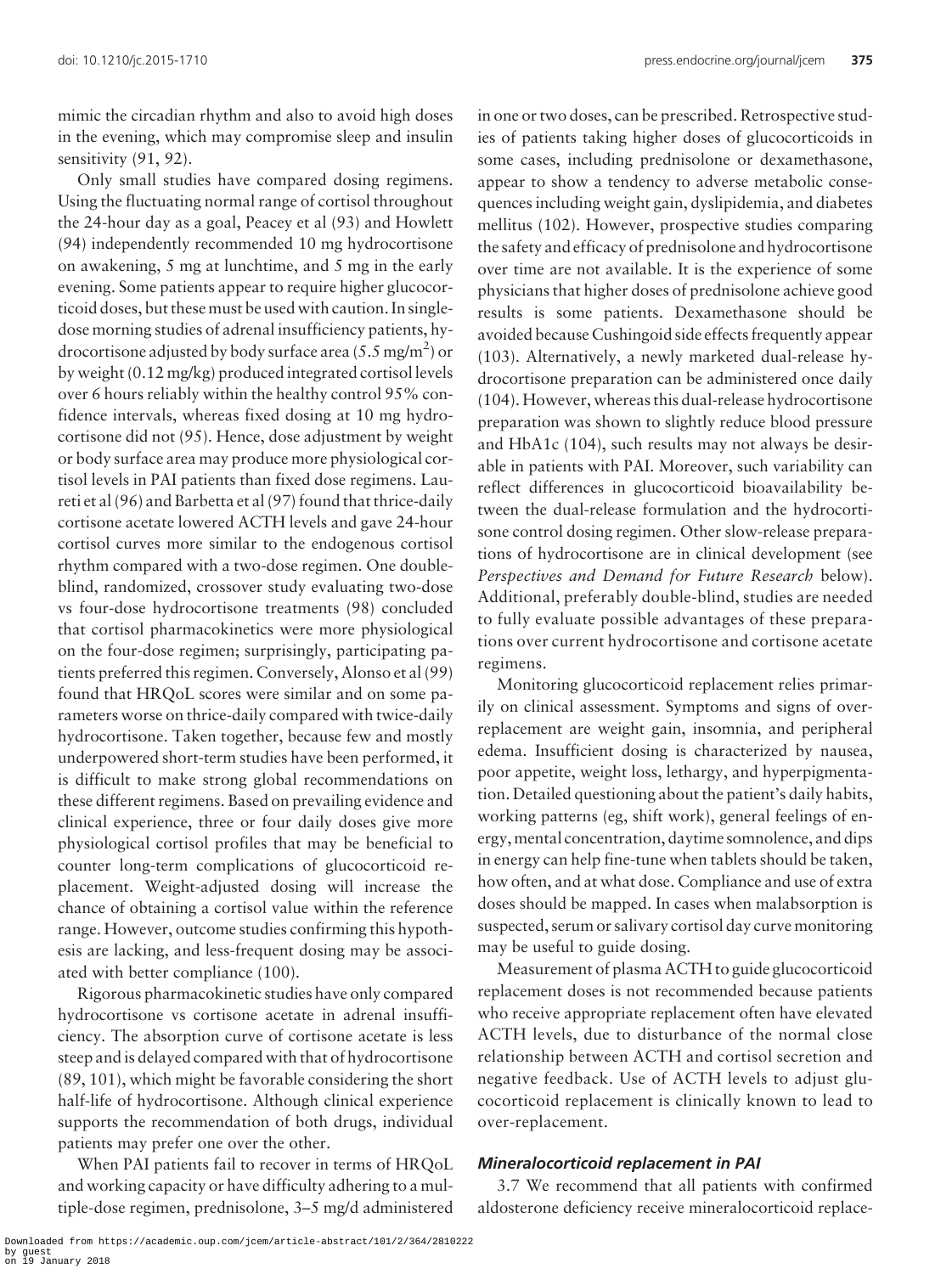mimic the circadian rhythm and also to avoid high doses in the evening, which may compromise sleep and insulin sensitivity (91, 92).

Only small studies have compared dosing regimens. Using the fluctuating normal range of cortisol throughout the 24-hour day as a goal, Peacey et al (93) and Howlett (94) independently recommended 10 mg hydrocortisone on awakening, 5 mg at lunchtime, and 5 mg in the early evening. Some patients appear to require higher glucocorticoid doses, but these must be used with caution. In single-dose morning studies of adrenal insufficiency patients, hydrocortisone adjusted by body surface area (5.5 mg/m$^2$) or by weight (0.12 mg/kg) produced integrated cortisol levels over 6 hours reliably within the healthy control 95% confidence intervals, whereas fixed dosing at 10 mg hydrocortisone did not (95). Hence, dose adjustment by weight or body surface area may produce more physiological cortisol levels in PAI patients than fixed dose regimens. Laureti et al (96) and Barbetta et al (97) found that thrice-daily cortisone acetate lowered ACTH levels and gave 24-hour cortisol curves more similar to the endogenous cortisol rhythm compared with a two-dose regimen. One double-blind, randomized, crossover study evaluating two-dose vs four-dose hydrocortisone treatments (98) concluded that cortisol pharmacokinetics were more physiological on the four-dose regimen; surprisingly, participating patients preferred this regimen. Conversely, Alonso et al (99) found that HRQoL scores were similar and on some parameters worse on thrice-daily compared with twice-daily hydrocortisone. Taken together, because few and mostly underpowered short-term studies have been performed, it is difficult to make strong global recommendations on these different regimens. Based on prevailing evidence and clinical experience, three or four daily doses give more physiological cortisol profiles that may be beneficial to counter long-term complications of glucocorticoid replacement. Weight-adjusted dosing will increase the chance of obtaining a cortisol value within the reference range. However, outcome studies confirming this hypothesis are lacking, and less-frequent dosing may be associated with better compliance (100).

Rigorous pharmacokinetic studies have only compared hydrocortisone vs cortisone acetate in adrenal insufficiency. The absorption curve of cortisone acetate is less steep and is delayed compared with that of hydrocortisone (89, 101), which might be favorable considering the short half-life of hydrocortisone. Although clinical experience supports the recommendation of both drugs, individual patients may prefer one over the other.

When PAI patients fail to recover in terms of HRQoL and working capacity or have difficulty adhering to a multiple-dose regimen, prednisolone, 3–5 mg/d administered in one or two doses, can be prescribed. Retrospective studies of patients taking higher doses of glucocorticoids in some cases, including prednisolone or dexamethasone, appear to show a tendency to adverse metabolic consequences including weight gain, dyslipidemia, and diabetes mellitus (102). However, prospective studies comparing the safety and efficacy of prednisolone and hydrocortisone over time are not available. It is the experience of some physicians that higher doses of prednisolone achieve good results is some patients. Dexamethasone should be avoided because Cushingoid side effects frequently appear (103). Alternatively, a newly marketed dual-release hydrocortisone preparation can be administered once daily (104). However, whereas this dual-release hydrocortisone preparation was shown to slightly reduce blood pressure and HbA1c (104), such results may not always be desirable in patients with PAI. Moreover, such variability can reflect differences in glucocorticoid bioavailability between the dual-release formulation and the hydrocortisone control dosing regimen. Other slow-release preparations of hydrocortisone are in clinical development (see *Perspectives and Demand for Future Research* below). Additional, preferably double-blind, studies are needed to fully evaluate possible advantages of these preparations over current hydrocortisone and cortisone acetate regimens.

Monitoring glucocorticoid replacement relies primarily on clinical assessment. Symptoms and signs of over-replacement are weight gain, insomnia, and peripheral edema. Insufficient dosing is characterized by nausea, poor appetite, weight loss, lethargy, and hyperpigmentation. Detailed questioning about the patient's daily habits, working patterns (eg, shift work), general feelings of energy, mental concentration, daytime somnolence, and dips in energy can help fine-tune when tablets should be taken, how often, and at what dose. Compliance and use of extra doses should be mapped. In cases when malabsorption is suspected, serum or salivary cortisol day curve monitoring may be useful to guide dosing.

Measurement of plasma ACTH to guide glucocorticoid replacement doses is not recommended because patients who receive appropriate replacement often have elevated ACTH levels, due to disturbance of the normal close relationship between ACTH and cortisol secretion and negative feedback. Use of ACTH levels to adjust glucocorticoid replacement is clinically known to lead to over-replacement.

### *Mineralocorticoid replacement in PAI*

3.7 We recommend that all patients with confirmed aldosterone deficiency receive mineralocorticoid replace-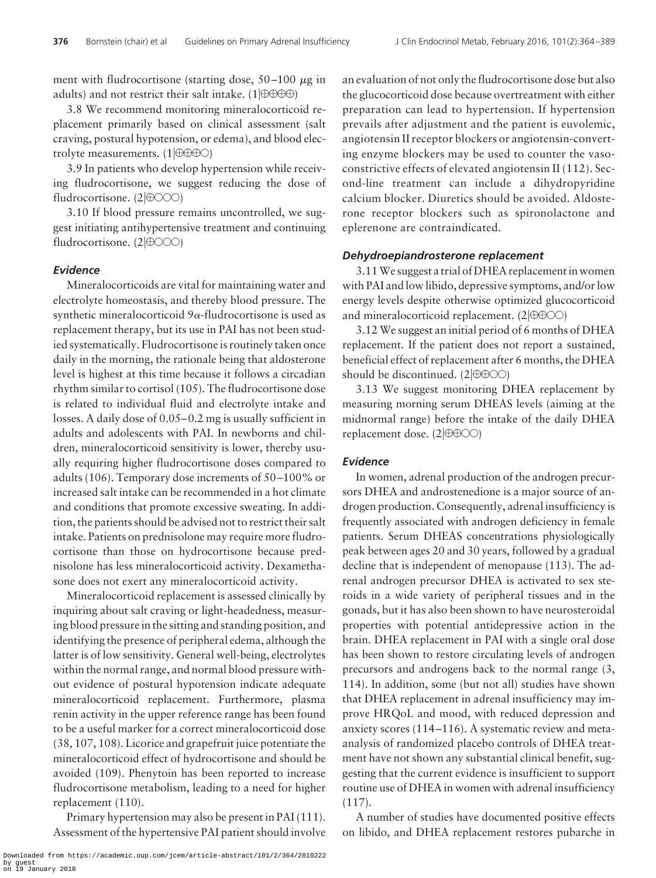ment with fludrocortisone (starting dose, 50–100 μg in adults) and not restrict their salt intake. (1|⊕⊕⊕⊕)

3.8 We recommend monitoring mineralocorticoid replacement primarily based on clinical assessment (salt craving, postural hypotension, or edema), and blood electrolyte measurements. (1|⊕⊕⊕○)

3.9 In patients who develop hypertension while receiving fludrocortisone, we suggest reducing the dose of fludrocortisone. (2|⊕○○○)

3.10 If blood pressure remains uncontrolled, we suggest initiating antihypertensive treatment and continuing fludrocortisone. (2|⊕○○○)

#### *Evidence*

Mineralocorticoids are vital for maintaining water and electrolyte homeostasis, and thereby blood pressure. The synthetic mineralocorticoid 9α-fludrocortisone is used as replacement therapy, but its use in PAI has not been studied systematically. Fludrocortisone is routinely taken once daily in the morning, the rationale being that aldosterone level is highest at this time because it follows a circadian rhythm similar to cortisol (105). The fludrocortisone dose is related to individual fluid and electrolyte intake and losses. A daily dose of 0.05–0.2 mg is usually sufficient in adults and adolescents with PAI. In newborns and children, mineralocorticoid sensitivity is lower, thereby usually requiring higher fludrocortisone doses compared to adults (106). Temporary dose increments of 50–100% or increased salt intake can be recommended in a hot climate and conditions that promote excessive sweating. In addition, the patients should be advised not to restrict their salt intake. Patients on prednisolone may require more fludrocortisone than those on hydrocortisone because prednisolone has less mineralocorticoid activity. Dexamethasone does not exert any mineralocorticoid activity.

Mineralocorticoid replacement is assessed clinically by inquiring about salt craving or light-headedness, measuring blood pressure in the sitting and standing position, and identifying the presence of peripheral edema, although the latter is of low sensitivity. General well-being, electrolytes within the normal range, and normal blood pressure without evidence of postural hypotension indicate adequate mineralocorticoid replacement. Furthermore, plasma renin activity in the upper reference range has been found to be a useful marker for a correct mineralocorticoid dose (38, 107, 108). Licorice and grapefruit juice potentiate the mineralocorticoid effect of hydrocortisone and should be avoided (109). Phenytoin has been reported to increase fludrocortisone metabolism, leading to a need for higher replacement (110).

Primary hypertension may also be present in PAI (111). Assessment of the hypertensive PAI patient should involve an evaluation of not only the fludrocortisone dose but also the glucocorticoid dose because overtreatment with either preparation can lead to hypertension. If hypertension prevails after adjustment and the patient is euvolemic, angiotensin II receptor blockers or angiotensin-converting enzyme blockers may be used to counter the vasoconstrictive effects of elevated angiotensin II (112). Second-line treatment can include a dihydropyridine calcium blocker. Diuretics should be avoided. Aldosterone receptor blockers such as spironolactone and eplerenone are contraindicated.

### *Dehydroepiandrosterone replacement*

3.11 We suggest a trial of DHEA replacement in women with PAI and low libido, depressive symptoms, and/or low energy levels despite otherwise optimized glucocorticoid and mineralocorticoid replacement. (2|⊕⊕○○)

3.12 We suggest an initial period of 6 months of DHEA replacement. If the patient does not report a sustained, beneficial effect of replacement after 6 months, the DHEA should be discontinued. (2|⊕⊕○○)

3.13 We suggest monitoring DHEA replacement by measuring morning serum DHEAS levels (aiming at the midnormal range) before the intake of the daily DHEA replacement dose. (2|⊕⊕○○)

#### *Evidence*

In women, adrenal production of the androgen precursors DHEA and androstenedione is a major source of androgen production. Consequently, adrenal insufficiency is frequently associated with androgen deficiency in female patients. Serum DHEAS concentrations physiologically peak between ages 20 and 30 years, followed by a gradual decline that is independent of menopause (113). The adrenal androgen precursor DHEA is activated to sex steroids in a wide variety of peripheral tissues and in the gonads, but it has also been shown to have neurosteroidal properties with potential antidepressive action in the brain. DHEA replacement in PAI with a single oral dose has been shown to restore circulating levels of androgen precursors and androgens back to the normal range (3, 114). In addition, some (but not all) studies have shown that DHEA replacement in adrenal insufficiency may improve HRQoL and mood, with reduced depression and anxiety scores (114–116). A systematic review and meta-analysis of randomized placebo controls of DHEA treatment have not shown any substantial clinical benefit, suggesting that the current evidence is insufficient to support routine use of DHEA in women with adrenal insufficiency (117).

A number of studies have documented positive effects on libido, and DHEA replacement restores pubarche in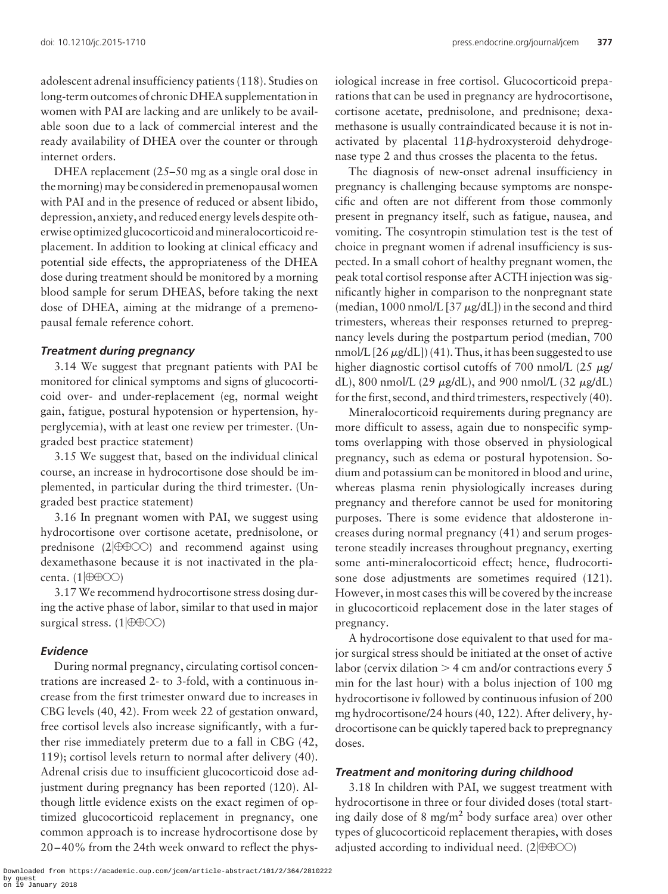adolescent adrenal insufficiency patients (118). Studies on long-term outcomes of chronic DHEA supplementation in women with PAI are lacking and are unlikely to be available soon due to a lack of commercial interest and the ready availability of DHEA over the counter or through internet orders.

DHEA replacement (25–50 mg as a single oral dose in the morning) may be considered in premenopausal women with PAI and in the presence of reduced or absent libido, depression, anxiety, and reduced energy levels despite otherwise optimized glucocorticoid and mineralocorticoid replacement. In addition to looking at clinical efficacy and potential side effects, the appropriateness of the DHEA dose during treatment should be monitored by a morning blood sample for serum DHEAS, before taking the next dose of DHEA, aiming at the midrange of a premenopausal female reference cohort.

### *Treatment during pregnancy*

3.14 We suggest that pregnant patients with PAI be monitored for clinical symptoms and signs of glucocorticoid over- and under-replacement (eg, normal weight gain, fatigue, postural hypotension or hypertension, hyperglycemia), with at least one review per trimester. (Ungraded best practice statement)

3.15 We suggest that, based on the individual clinical course, an increase in hydrocortisone dose should be implemented, in particular during the third trimester. (Ungraded best practice statement)

3.16 In pregnant women with PAI, we suggest using hydrocortisone over cortisone acetate, prednisolone, or prednisone (2|⊕⊕○○) and recommend against using dexamethasone because it is not inactivated in the placenta. (1|⊕⊕○○)

3.17 We recommend hydrocortisone stress dosing during the active phase of labor, similar to that used in major surgical stress. (1|⊕⊕○○)

### *Evidence*

During normal pregnancy, circulating cortisol concentrations are increased 2- to 3-fold, with a continuous increase from the first trimester onward due to increases in CBG levels (40, 42). From week 22 of gestation onward, free cortisol levels also increase significantly, with a further rise immediately preterm due to a fall in CBG (42, 119); cortisol levels return to normal after delivery (40). Adrenal crisis due to insufficient glucocorticoid dose adjustment during pregnancy has been reported (120). Although little evidence exists on the exact regimen of optimized glucocorticoid replacement in pregnancy, one common approach is to increase hydrocortisone dose by 20–40% from the 24th week onward to reflect the physiological increase in free cortisol. Glucocorticoid preparations that can be used in pregnancy are hydrocortisone, cortisone acetate, prednisolone, and prednisone; dexamethasone is usually contraindicated because it is not inactivated by placental 11$\beta$-hydroxysteroid dehydrogenase type 2 and thus crosses the placenta to the fetus.

The diagnosis of new-onset adrenal insufficiency in pregnancy is challenging because symptoms are nonspecific and often are not different from those commonly present in pregnancy itself, such as fatigue, nausea, and vomiting. The cosyntropin stimulation test is the test of choice in pregnant women if adrenal insufficiency is suspected. In a small cohort of healthy pregnant women, the peak total cortisol response after ACTH injection was significantly higher in comparison to the nonpregnant state (median, 1000 nmol/L [37 $\mu$g/dL]) in the second and third trimesters, whereas their responses returned to prepregnancy levels during the postpartum period (median, 700 nmol/L [26 $\mu$g/dL]) (41). Thus, it has been suggested to use higher diagnostic cortisol cutoffs of 700 nmol/L (25 $\mu$g/dL), 800 nmol/L (29 $\mu$g/dL), and 900 nmol/L (32 $\mu$g/dL) for the first, second, and third trimesters, respectively (40).

Mineralocorticoid requirements during pregnancy are more difficult to assess, again due to nonspecific symptoms overlapping with those observed in physiological pregnancy, such as edema or postural hypotension. Sodium and potassium can be monitored in blood and urine, whereas plasma renin physiologically increases during pregnancy and therefore cannot be used for monitoring purposes. There is some evidence that aldosterone increases during normal pregnancy (41) and serum progesterone steadily increases throughout pregnancy, exerting some anti-mineralocorticoid effect; hence, fludrocortisone dose adjustments are sometimes required (121). However, in most cases this will be covered by the increase in glucocorticoid replacement dose in the later stages of pregnancy.

A hydrocortisone dose equivalent to that used for major surgical stress should be initiated at the onset of active labor (cervix dilation > 4 cm and/or contractions every 5 min for the last hour) with a bolus injection of 100 mg hydrocortisone iv followed by continuous infusion of 200 mg hydrocortisone/24 hours (40, 122). After delivery, hydrocortisone can be quickly tapered back to prepregnancy doses.

### *Treatment and monitoring during childhood*

3.18 In children with PAI, we suggest treatment with hydrocortisone in three or four divided doses (total starting daily dose of 8 mg/m$^2$ body surface area) over other types of glucocorticoid replacement therapies, with doses adjusted according to individual need. (2|⊕⊕○○)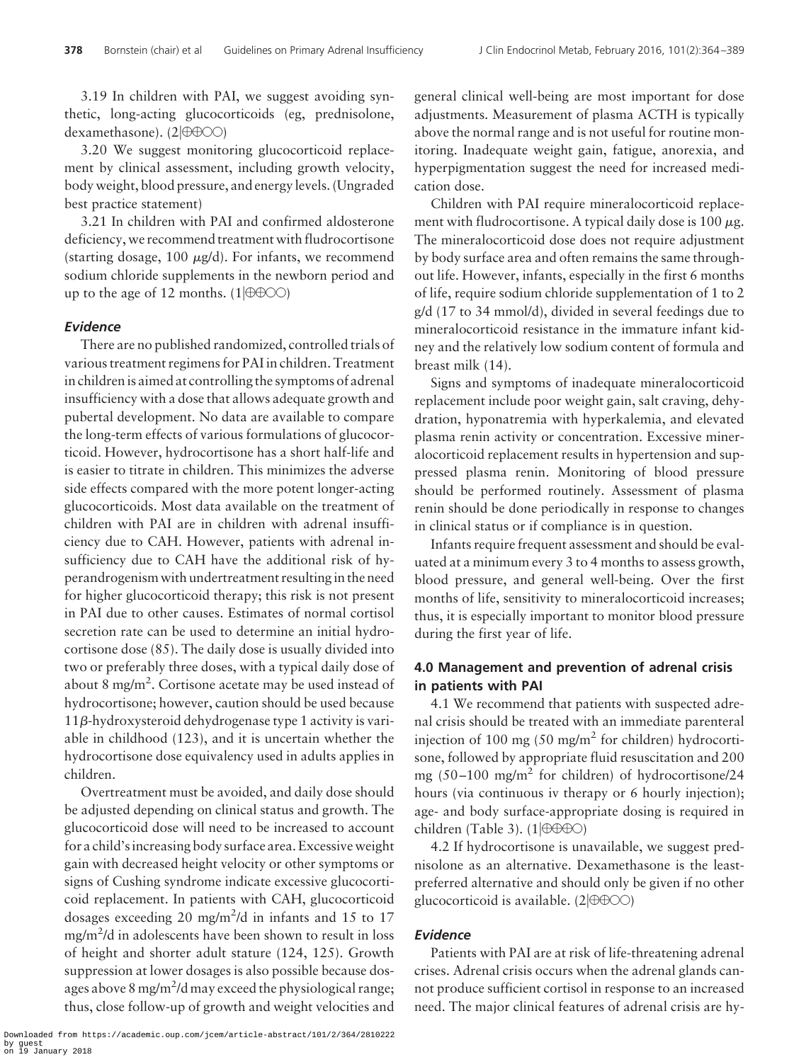3.19 In children with PAI, we suggest avoiding synthetic, long-acting glucocorticoids (eg, prednisolone, dexamethasone). (2|⊕⊕○○)

3.20 We suggest monitoring glucocorticoid replacement by clinical assessment, including growth velocity, body weight, blood pressure, and energy levels. (Ungraded best practice statement)

3.21 In children with PAI and confirmed aldosterone deficiency, we recommend treatment with fludrocortisone (starting dosage, 100 μg/d). For infants, we recommend sodium chloride supplements in the newborn period and up to the age of 12 months. (1|⊕⊕○○)

### *Evidence*

There are no published randomized, controlled trials of various treatment regimens for PAI in children. Treatment in children is aimed at controlling the symptoms of adrenal insufficiency with a dose that allows adequate growth and pubertal development. No data are available to compare the long-term effects of various formulations of glucocorticoid. However, hydrocortisone has a short half-life and is easier to titrate in children. This minimizes the adverse side effects compared with the more potent longer-acting glucocorticoids. Most data available on the treatment of children with PAI are in children with adrenal insufficiency due to CAH. However, patients with adrenal insufficiency due to CAH have the additional risk of hyperandrogenism with undertreatment resulting in the need for higher glucocorticoid therapy; this risk is not present in PAI due to other causes. Estimates of normal cortisol secretion rate can be used to determine an initial hydrocortisone dose (85). The daily dose is usually divided into two or preferably three doses, with a typical daily dose of about 8 mg/m$^2$. Cortisone acetate may be used instead of hydrocortisone; however, caution should be used because 11β-hydroxysteroid dehydrogenase type 1 activity is variable in childhood (123), and it is uncertain whether the hydrocortisone dose equivalency used in adults applies in children.

Overtreatment must be avoided, and daily dose should be adjusted depending on clinical status and growth. The glucocorticoid dose will need to be increased to account for a child's increasing body surface area. Excessive weight gain with decreased height velocity or other symptoms or signs of Cushing syndrome indicate excessive glucocorticoid replacement. In patients with CAH, glucocorticoid dosages exceeding 20 mg/m$^2$/d in infants and 15 to 17 mg/m$^2$/d in adolescents have been shown to result in loss of height and shorter adult stature (124, 125). Growth suppression at lower dosages is also possible because dosages above 8 mg/m$^2$/d may exceed the physiological range; thus, close follow-up of growth and weight velocities and general clinical well-being are most important for dose adjustments. Measurement of plasma ACTH is typically above the normal range and is not useful for routine monitoring. Inadequate weight gain, fatigue, anorexia, and hyperpigmentation suggest the need for increased medication dose.

Children with PAI require mineralocorticoid replacement with fludrocortisone. A typical daily dose is 100 μg. The mineralocorticoid dose does not require adjustment by body surface area and often remains the same throughout life. However, infants, especially in the first 6 months of life, require sodium chloride supplementation of 1 to 2 g/d (17 to 34 mmol/d), divided in several feedings due to mineralocorticoid resistance in the immature infant kidney and the relatively low sodium content of formula and breast milk (14).

Signs and symptoms of inadequate mineralocorticoid replacement include poor weight gain, salt craving, dehydration, hyponatremia with hyperkalemia, and elevated plasma renin activity or concentration. Excessive mineralocorticoid replacement results in hypertension and suppressed plasma renin. Monitoring of blood pressure should be performed routinely. Assessment of plasma renin should be done periodically in response to changes in clinical status or if compliance is in question.

Infants require frequent assessment and should be evaluated at a minimum every 3 to 4 months to assess growth, blood pressure, and general well-being. Over the first months of life, sensitivity to mineralocorticoid increases; thus, it is especially important to monitor blood pressure during the first year of life.

## 4.0 Management and prevention of adrenal crisis in patients with PAI

4.1 We recommend that patients with suspected adrenal crisis should be treated with an immediate parenteral injection of 100 mg (50 mg/m$^2$ for children) hydrocortisone, followed by appropriate fluid resuscitation and 200 mg (50–100 mg/m$^2$ for children) of hydrocortisone/24 hours (via continuous iv therapy or 6 hourly injection); age- and body surface-appropriate dosing is required in children (Table 3). (1|⊕⊕⊕○)

4.2 If hydrocortisone is unavailable, we suggest prednisolone as an alternative. Dexamethasone is the least-preferred alternative and should only be given if no other glucocorticoid is available. (2|⊕⊕○○)

### *Evidence*

Patients with PAI are at risk of life-threatening adrenal crises. Adrenal crisis occurs when the adrenal glands cannot produce sufficient cortisol in response to an increased need. The major clinical features of adrenal crisis are hy-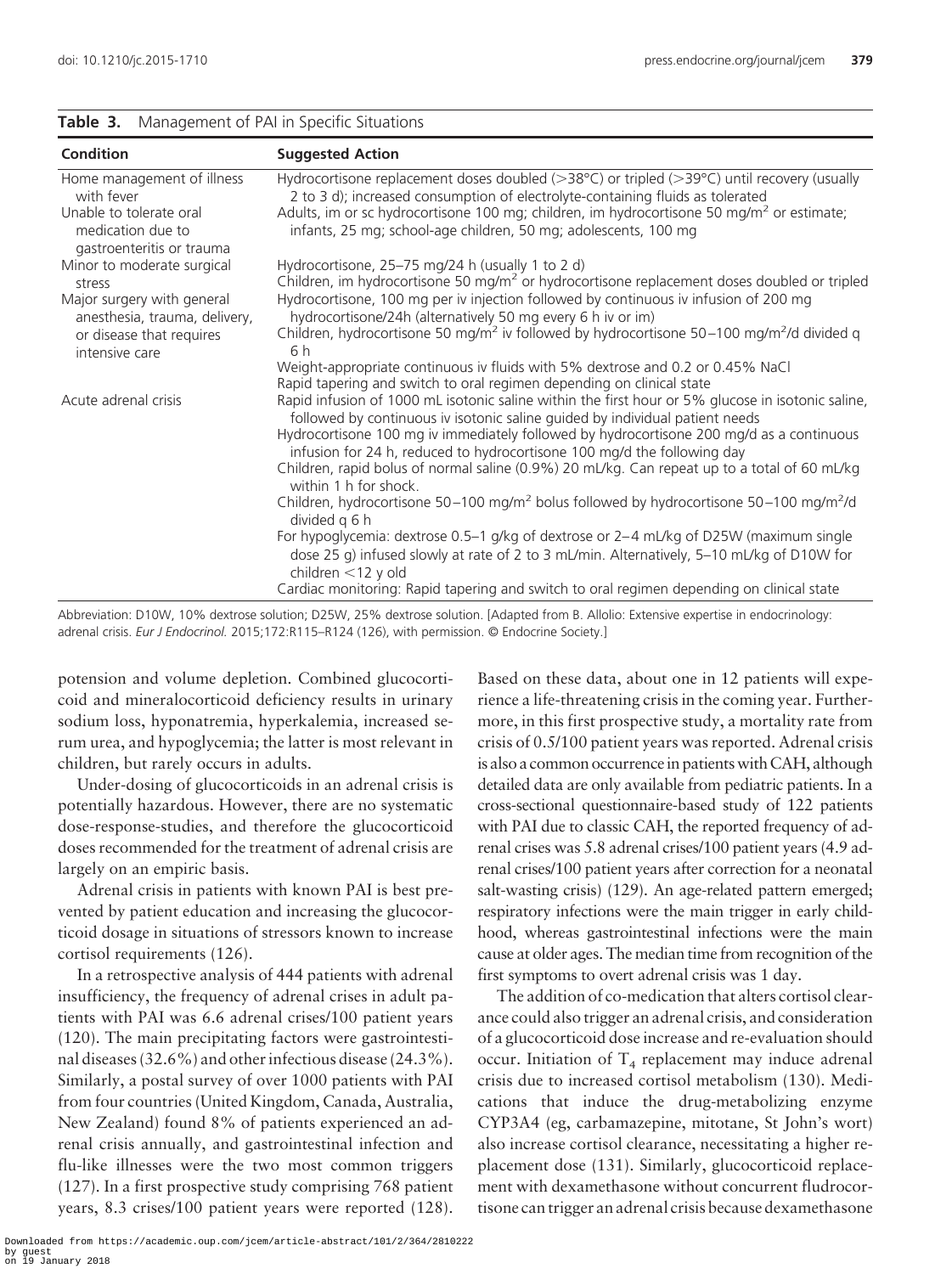**Table 3.** Management of PAI in Specific Situations

| Condition | Suggested Action |
|---|---|
| Home management of illness with fever | Hydrocortisone replacement doses doubled (>38°C) or tripled (>39°C) until recovery (usually 2 to 3 d); increased consumption of electrolyte-containing fluids as tolerated |
| Unable to tolerate oral medication due to gastroenteritis or trauma | Adults, im or sc hydrocortisone 100 mg; children, im hydrocortisone 50 mg/m$^2$ or estimate; infants, 25 mg; school-age children, 50 mg; adolescents, 100 mg |
| Minor to moderate surgical stress | Hydrocortisone, 25–75 mg/24 h (usually 1 to 2 d)<br>Children, im hydrocortisone 50 mg/m$^2$ or hydrocortisone replacement doses doubled or tripled |
| Major surgery with general anesthesia, trauma, delivery, or disease that requires intensive care | Hydrocortisone, 100 mg per iv injection followed by continuous iv infusion of 200 mg hydrocortisone/24h (alternatively 50 mg every 6 h iv or im)<br>Children, hydrocortisone 50 mg/m$^2$ iv followed by hydrocortisone 50–100 mg/m$^2$/d divided q 6 h<br>Weight-appropriate continuous iv fluids with 5% dextrose and 0.2 or 0.45% NaCl<br>Rapid tapering and switch to oral regimen depending on clinical state |
| Acute adrenal crisis | Rapid infusion of 1000 mL isotonic saline within the first hour or 5% glucose in isotonic saline, followed by continuous iv isotonic saline guided by individual patient needs<br>Hydrocortisone 100 mg iv immediately followed by hydrocortisone 200 mg/d as a continuous infusion for 24 h, reduced to hydrocortisone 100 mg/d the following day<br>Children, rapid bolus of normal saline (0.9%) 20 mL/kg. Can repeat up to a total of 60 mL/kg within 1 h for shock.<br>Children, hydrocortisone 50–100 mg/m$^2$ bolus followed by hydrocortisone 50–100 mg/m$^2$/d divided q 6 h<br>For hypoglycemia: dextrose 0.5–1 g/kg of dextrose or 2–4 mL/kg of D25W (maximum single dose 25 g) infused slowly at rate of 2 to 3 mL/min. Alternatively, 5–10 mL/kg of D10W for children <12 y old<br>Cardiac monitoring: Rapid tapering and switch to oral regimen depending on clinical state |

Abbreviation: D10W, 10% dextrose solution; D25W, 25% dextrose solution. [Adapted from B. Allolio: Extensive expertise in endocrinology: adrenal crisis. *Eur J Endocrinol.* 2015;172:R115–R124 (126), with permission. © Endocrine Society.]

potension and volume depletion. Combined glucocorticoid and mineralocorticoid deficiency results in urinary sodium loss, hyponatremia, hyperkalemia, increased serum urea, and hypoglycemia; the latter is most relevant in children, but rarely occurs in adults.

Under-dosing of glucocorticoids in an adrenal crisis is potentially hazardous. However, there are no systematic dose-response-studies, and therefore the glucocorticoid doses recommended for the treatment of adrenal crisis are largely on an empiric basis.

Adrenal crisis in patients with known PAI is best prevented by patient education and increasing the glucocorticoid dosage in situations of stressors known to increase cortisol requirements (126).

In a retrospective analysis of 444 patients with adrenal insufficiency, the frequency of adrenal crises in adult patients with PAI was 6.6 adrenal crises/100 patient years (120). The main precipitating factors were gastrointestinal diseases (32.6%) and other infectious disease (24.3%). Similarly, a postal survey of over 1000 patients with PAI from four countries (United Kingdom, Canada, Australia, New Zealand) found 8% of patients experienced an adrenal crisis annually, and gastrointestinal infection and flu-like illnesses were the two most common triggers (127). In a first prospective study comprising 768 patient years, 8.3 crises/100 patient years were reported (128). Based on these data, about one in 12 patients will experience a life-threatening crisis in the coming year. Furthermore, in this first prospective study, a mortality rate from crisis of 0.5/100 patient years was reported. Adrenal crisis is also a common occurrence in patients with CAH, although detailed data are only available from pediatric patients. In a cross-sectional questionnaire-based study of 122 patients with PAI due to classic CAH, the reported frequency of adrenal crises was 5.8 adrenal crises/100 patient years (4.9 adrenal crises/100 patient years after correction for a neonatal salt-wasting crisis) (129). An age-related pattern emerged; respiratory infections were the main trigger in early childhood, whereas gastrointestinal infections were the main cause at older ages. The median time from recognition of the first symptoms to overt adrenal crisis was 1 day.

The addition of co-medication that alters cortisol clearance could also trigger an adrenal crisis, and consideration of a glucocorticoid dose increase and re-evaluation should occur. Initiation of $T_4$ replacement may induce adrenal crisis due to increased cortisol metabolism (130). Medications that induce the drug-metabolizing enzyme CYP3A4 (eg, carbamazepine, mitotane, St John's wort) also increase cortisol clearance, necessitating a higher replacement dose (131). Similarly, glucocorticoid replacement with dexamethasone without concurrent fludrocortisone can trigger an adrenal crisis because dexamethasone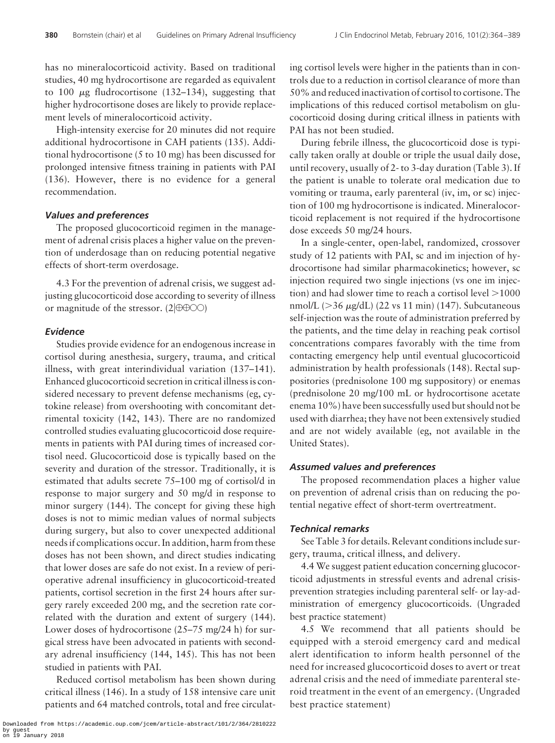has no mineralocorticoid activity. Based on traditional studies, 40 mg hydrocortisone are regarded as equivalent to 100 μg fludrocortisone (132–134), suggesting that higher hydrocortisone doses are likely to provide replacement levels of mineralocorticoid activity.

High-intensity exercise for 20 minutes did not require additional hydrocortisone in CAH patients (135). Additional hydrocortisone (5 to 10 mg) has been discussed for prolonged intensive fitness training in patients with PAI (136). However, there is no evidence for a general recommendation.

### *Values and preferences*

The proposed glucocorticoid regimen in the management of adrenal crisis places a higher value on the prevention of underdosage than on reducing potential negative effects of short-term overdosage.

4.3 For the prevention of adrenal crisis, we suggest adjusting glucocorticoid dose according to severity of illness or magnitude of the stressor. (2|⊕⊕○○)

### *Evidence*

Studies provide evidence for an endogenous increase in cortisol during anesthesia, surgery, trauma, and critical illness, with great interindividual variation (137–141). Enhanced glucocorticoid secretion in critical illness is considered necessary to prevent defense mechanisms (eg, cytokine release) from overshooting with concomitant detrimental toxicity (142, 143). There are no randomized controlled studies evaluating glucocorticoid dose requirements in patients with PAI during times of increased cortisol need. Glucocorticoid dose is typically based on the severity and duration of the stressor. Traditionally, it is estimated that adults secrete 75–100 mg of cortisol/d in response to major surgery and 50 mg/d in response to minor surgery (144). The concept for giving these high doses is not to mimic median values of normal subjects during surgery, but also to cover unexpected additional needs if complications occur. In addition, harm from these doses has not been shown, and direct studies indicating that lower doses are safe do not exist. In a review of perioperative adrenal insufficiency in glucocorticoid-treated patients, cortisol secretion in the first 24 hours after surgery rarely exceeded 200 mg, and the secretion rate correlated with the duration and extent of surgery (144). Lower doses of hydrocortisone (25–75 mg/24 h) for surgical stress have been advocated in patients with secondary adrenal insufficiency (144, 145). This has not been studied in patients with PAI.

Reduced cortisol metabolism has been shown during critical illness (146). In a study of 158 intensive care unit patients and 64 matched controls, total and free circulating cortisol levels were higher in the patients than in controls due to a reduction in cortisol clearance of more than 50% and reduced inactivation of cortisol to cortisone. The implications of this reduced cortisol metabolism on glucocorticoid dosing during critical illness in patients with PAI has not been studied.

During febrile illness, the glucocorticoid dose is typically taken orally at double or triple the usual daily dose, until recovery, usually of 2- to 3-day duration (Table 3). If the patient is unable to tolerate oral medication due to vomiting or trauma, early parenteral (iv, im, or sc) injection of 100 mg hydrocortisone is indicated. Mineralocorticoid replacement is not required if the hydrocortisone dose exceeds 50 mg/24 hours.

In a single-center, open-label, randomized, crossover study of 12 patients with PAI, sc and im injection of hydrocortisone had similar pharmacokinetics; however, sc injection required two single injections (vs one im injection) and had slower time to reach a cortisol level >1000 nmol/L (>36 μg/dL) (22 vs 11 min) (147). Subcutaneous self-injection was the route of administration preferred by the patients, and the time delay in reaching peak cortisol concentrations compares favorably with the time from contacting emergency help until eventual glucocorticoid administration by health professionals (148). Rectal suppositories (prednisolone 100 mg suppository) or enemas (prednisolone 20 mg/100 mL or hydrocortisone acetate enema 10%) have been successfully used but should not be used with diarrhea; they have not been extensively studied and are not widely available (eg, not available in the United States).

### *Assumed values and preferences*

The proposed recommendation places a higher value on prevention of adrenal crisis than on reducing the potential negative effect of short-term overtreatment.

### *Technical remarks*

See Table 3 for details. Relevant conditions include surgery, trauma, critical illness, and delivery.

4.4 We suggest patient education concerning glucocorticoid adjustments in stressful events and adrenal crisis-prevention strategies including parenteral self- or lay-administration of emergency glucocorticoids. (Ungraded best practice statement)

4.5 We recommend that all patients should be equipped with a steroid emergency card and medical alert identification to inform health personnel of the need for increased glucocorticoid doses to avert or treat adrenal crisis and the need of immediate parenteral steroid treatment in the event of an emergency. (Ungraded best practice statement)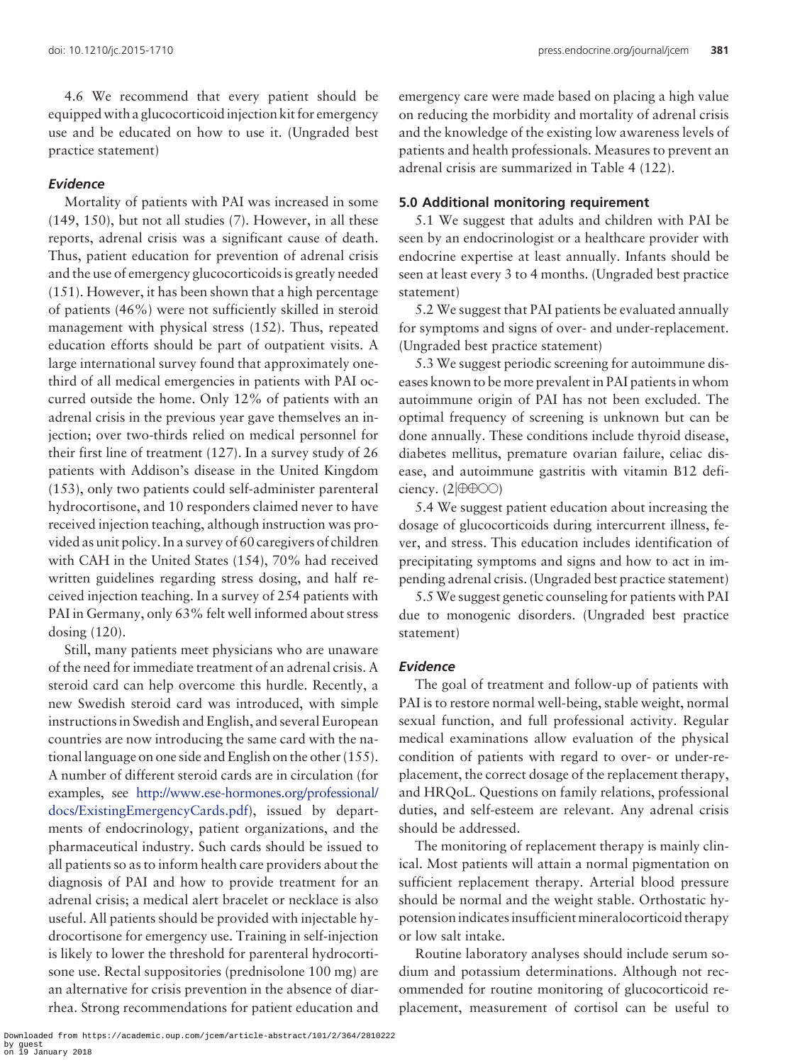4.6 We recommend that every patient should be equipped with a glucocorticoid injection kit for emergency use and be educated on how to use it. (Ungraded best practice statement)

### *Evidence*

Mortality of patients with PAI was increased in some (149, 150), but not all studies (7). However, in all these reports, adrenal crisis was a significant cause of death. Thus, patient education for prevention of adrenal crisis and the use of emergency glucocorticoids is greatly needed (151). However, it has been shown that a high percentage of patients (46%) were not sufficiently skilled in steroid management with physical stress (152). Thus, repeated education efforts should be part of outpatient visits. A large international survey found that approximately one-third of all medical emergencies in patients with PAI occurred outside the home. Only 12% of patients with an adrenal crisis in the previous year gave themselves an injection; over two-thirds relied on medical personnel for their first line of treatment (127). In a survey study of 26 patients with Addison's disease in the United Kingdom (153), only two patients could self-administer parenteral hydrocortisone, and 10 responders claimed never to have received injection teaching, although instruction was provided as unit policy. In a survey of 60 caregivers of children with CAH in the United States (154), 70% had received written guidelines regarding stress dosing, and half received injection teaching. In a survey of 254 patients with PAI in Germany, only 63% felt well informed about stress dosing (120).

Still, many patients meet physicians who are unaware of the need for immediate treatment of an adrenal crisis. A steroid card can help overcome this hurdle. Recently, a new Swedish steroid card was introduced, with simple instructions in Swedish and English, and several European countries are now introducing the same card with the national language on one side and English on the other (155). A number of different steroid cards are in circulation (for examples, see http://www.ese-hormones.org/professional/docs/ExistingEmergencyCards.pdf), issued by departments of endocrinology, patient organizations, and the pharmaceutical industry. Such cards should be issued to all patients so as to inform health care providers about the diagnosis of PAI and how to provide treatment for an adrenal crisis; a medical alert bracelet or necklace is also useful. All patients should be provided with injectable hydrocortisone for emergency use. Training in self-injection is likely to lower the threshold for parenteral hydrocortisone use. Rectal suppositories (prednisolone 100 mg) are an alternative for crisis prevention in the absence of diarrhea. Strong recommendations for patient education and emergency care were made based on placing a high value on reducing the morbidity and mortality of adrenal crisis and the knowledge of the existing low awareness levels of patients and health professionals. Measures to prevent an adrenal crisis are summarized in Table 4 (122).

## 5.0 Additional monitoring requirement

5.1 We suggest that adults and children with PAI be seen by an endocrinologist or a healthcare provider with endocrine expertise at least annually. Infants should be seen at least every 3 to 4 months. (Ungraded best practice statement)

5.2 We suggest that PAI patients be evaluated annually for symptoms and signs of over- and under-replacement. (Ungraded best practice statement)

5.3 We suggest periodic screening for autoimmune diseases known to be more prevalent in PAI patients in whom autoimmune origin of PAI has not been excluded. The optimal frequency of screening is unknown but can be done annually. These conditions include thyroid disease, diabetes mellitus, premature ovarian failure, celiac disease, and autoimmune gastritis with vitamin B12 deficiency. (2|⊕⊕○○)

5.4 We suggest patient education about increasing the dosage of glucocorticoids during intercurrent illness, fever, and stress. This education includes identification of precipitating symptoms and signs and how to act in impending adrenal crisis. (Ungraded best practice statement)

5.5 We suggest genetic counseling for patients with PAI due to monogenic disorders. (Ungraded best practice statement)

### *Evidence*

The goal of treatment and follow-up of patients with PAI is to restore normal well-being, stable weight, normal sexual function, and full professional activity. Regular medical examinations allow evaluation of the physical condition of patients with regard to over- or under-replacement, the correct dosage of the replacement therapy, and HRQoL. Questions on family relations, professional duties, and self-esteem are relevant. Any adrenal crisis should be addressed.

The monitoring of replacement therapy is mainly clinical. Most patients will attain a normal pigmentation on sufficient replacement therapy. Arterial blood pressure should be normal and the weight stable. Orthostatic hypotension indicates insufficient mineralocorticoid therapy or low salt intake.

Routine laboratory analyses should include serum sodium and potassium determinations. Although not recommended for routine monitoring of glucocorticoid replacement, measurement of cortisol can be useful to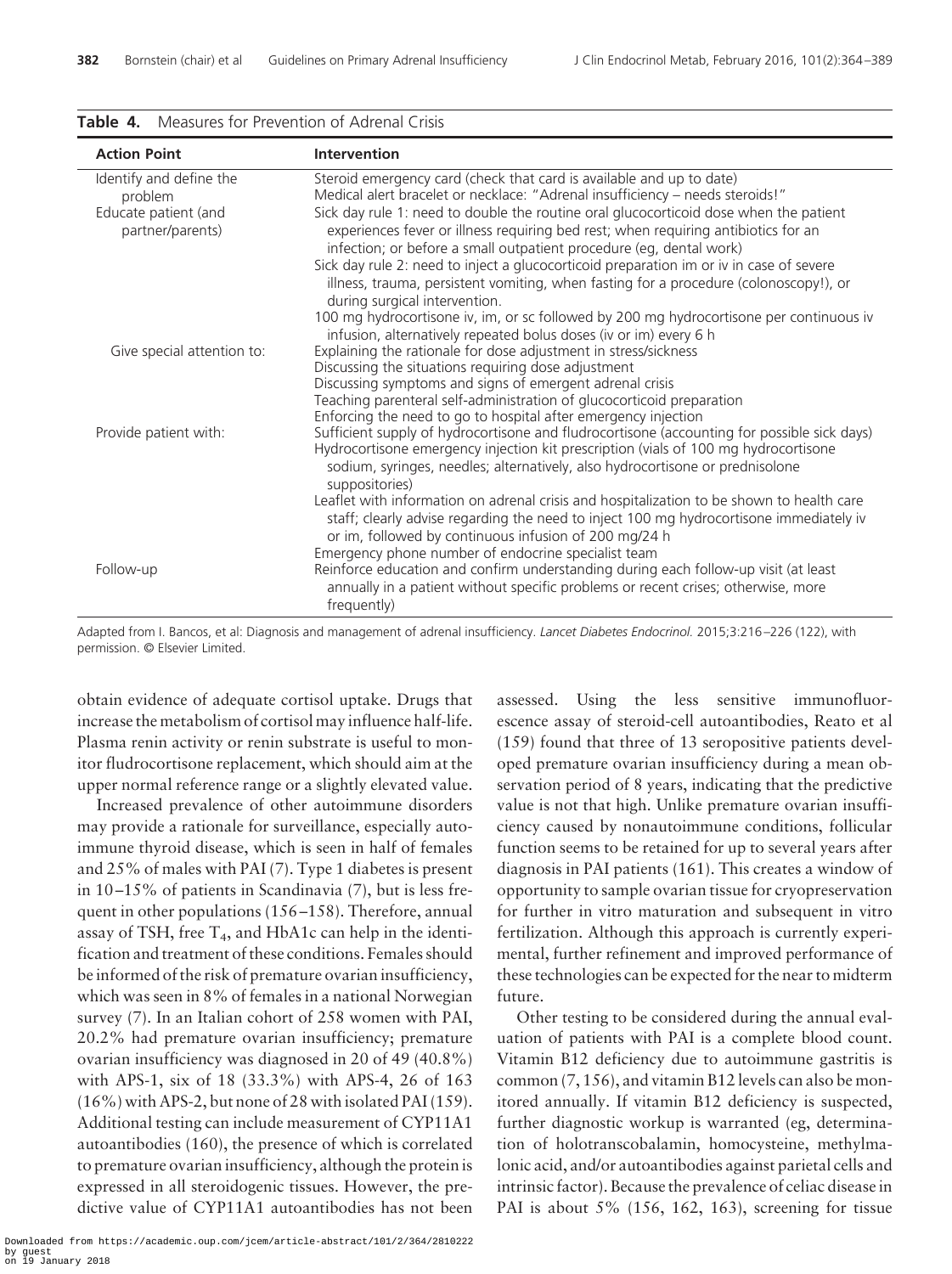**Table 4.** Measures for Prevention of Adrenal Crisis

| Action Point | Intervention |
| --- | --- |
| Identify and define the problem | Steroid emergency card (check that card is available and up to date)<br>Medical alert bracelet or necklace: "Adrenal insufficiency – needs steroids!" |
| Educate patient (and partner/parents) | Sick day rule 1: need to double the routine oral glucocorticoid dose when the patient experiences fever or illness requiring bed rest; when requiring antibiotics for an infection; or before a small outpatient procedure (eg, dental work)<br>Sick day rule 2: need to inject a glucocorticoid preparation im or iv in case of severe illness, trauma, persistent vomiting, when fasting for a procedure (colonoscopy!), or during surgical intervention.<br>100 mg hydrocortisone iv, im, or sc followed by 200 mg hydrocortisone per continuous iv infusion, alternatively repeated bolus doses (iv or im) every 6 h |
| Give special attention to: | Explaining the rationale for dose adjustment in stress/sickness<br>Discussing the situations requiring dose adjustment<br>Discussing symptoms and signs of emergent adrenal crisis<br>Teaching parenteral self-administration of glucocorticoid preparation<br>Enforcing the need to go to hospital after emergency injection |
| Provide patient with: | Sufficient supply of hydrocortisone and fludrocortisone (accounting for possible sick days)<br>Hydrocortisone emergency injection kit prescription (vials of 100 mg hydrocortisone sodium, syringes, needles; alternatively, also hydrocortisone or prednisolone suppositories)<br>Leaflet with information on adrenal crisis and hospitalization to be shown to health care staff; clearly advise regarding the need to inject 100 mg hydrocortisone immediately iv or im, followed by continuous infusion of 200 mg/24 h<br>Emergency phone number of endocrine specialist team |
| Follow-up | Reinforce education and confirm understanding during each follow-up visit (at least annually in a patient without specific problems or recent crises; otherwise, more frequently) |

Adapted from I. Bancos, et al: Diagnosis and management of adrenal insufficiency. *Lancet Diabetes Endocrinol.* 2015;3:216–226 (122), with permission. © Elsevier Limited.

obtain evidence of adequate cortisol uptake. Drugs that increase the metabolism of cortisol may influence half-life. Plasma renin activity or renin substrate is used to monitor fludrocortisone replacement, which should aim at the upper normal reference range or a slightly elevated value.

Increased prevalence of other autoimmune disorders may provide a rationale for surveillance, especially autoimmune thyroid disease, which is seen in half of females and 25% of males with PAI (7). Type 1 diabetes is present in 10–15% of patients in Scandinavia (7), but is less frequent in other populations (156–158). Therefore, annual assay of TSH, free $T_4$, and HbA1c can help in the identification and treatment of these conditions. Females should be informed of the risk of premature ovarian insufficiency, which was seen in 8% of females in a national Norwegian survey (7). In an Italian cohort of 258 women with PAI, 20.2% had premature ovarian insufficiency; premature ovarian insufficiency was diagnosed in 20 of 49 (40.8%) with APS-1, six of 18 (33.3%) with APS-4, 26 of 163 (16%) with APS-2, but none of 28 with isolated PAI (159). Additional testing can include measurement of CYP11A1 autoantibodies (160), the presence of which is correlated to premature ovarian insufficiency, although the protein is expressed in all steroidogenic tissues. However, the predictive value of CYP11A1 autoantibodies has not been assessed. Using the less sensitive immunofluorescence assay of steroid-cell autoantibodies, Reato et al (159) found that three of 13 seropositive patients developed premature ovarian insufficiency during a mean observation period of 8 years, indicating that the predictive value is not that high. Unlike premature ovarian insufficiency caused by nonautoimmune conditions, follicular function seems to be retained for up to several years after diagnosis in PAI patients (161). This creates a window of opportunity to sample ovarian tissue for cryopreservation for further in vitro maturation and subsequent in vitro fertilization. Although this approach is currently experimental, further refinement and improved performance of these technologies can be expected for the near to midterm future.

Other testing to be considered during the annual evaluation of patients with PAI is a complete blood count. Vitamin B12 deficiency due to autoimmune gastritis is common (7, 156), and vitamin B12 levels can also be monitored annually. If vitamin B12 deficiency is suspected, further diagnostic workup is warranted (eg, determination of holotranscobalamin, homocysteine, methylmalonic acid, and/or autoantibodies against parietal cells and intrinsic factor). Because the prevalence of celiac disease in PAI is about 5% (156, 162, 163), screening for tissue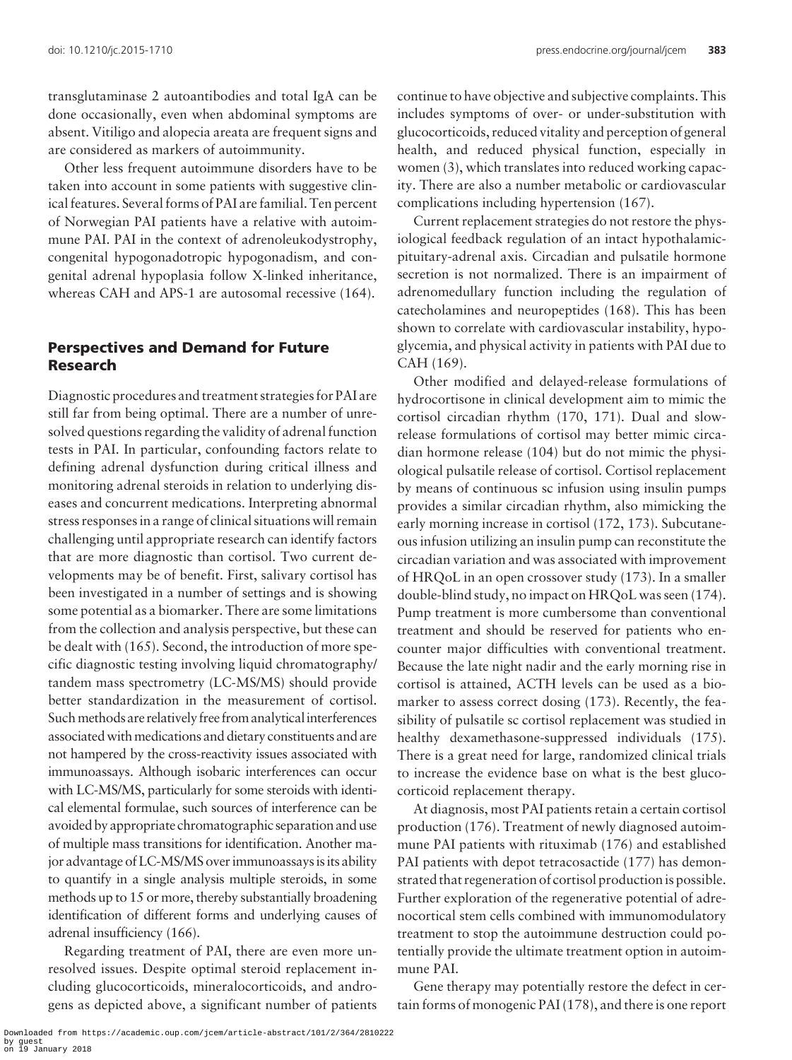transglutaminase 2 autoantibodies and total IgA can be done occasionally, even when abdominal symptoms are absent. Vitiligo and alopecia areata are frequent signs and are considered as markers of autoimmunity.

Other less frequent autoimmune disorders have to be taken into account in some patients with suggestive clinical features. Several forms of PAI are familial. Ten percent of Norwegian PAI patients have a relative with autoimmune PAI. PAI in the context of adrenoleukodystrophy, congenital hypogonadotropic hypogonadism, and congenital adrenal hypoplasia follow X-linked inheritance, whereas CAH and APS-1 are autosomal recessive (164).

## Perspectives and Demand for Future Research

Diagnostic procedures and treatment strategies for PAI are still far from being optimal. There are a number of unresolved questions regarding the validity of adrenal function tests in PAI. In particular, confounding factors relate to defining adrenal dysfunction during critical illness and monitoring adrenal steroids in relation to underlying diseases and concurrent medications. Interpreting abnormal stress responses in a range of clinical situations will remain challenging until appropriate research can identify factors that are more diagnostic than cortisol. Two current developments may be of benefit. First, salivary cortisol has been investigated in a number of settings and is showing some potential as a biomarker. There are some limitations from the collection and analysis perspective, but these can be dealt with (165). Second, the introduction of more specific diagnostic testing involving liquid chromatography/tandem mass spectrometry (LC-MS/MS) should provide better standardization in the measurement of cortisol. Such methods are relatively free from analytical interferences associated with medications and dietary constituents and are not hampered by the cross-reactivity issues associated with immunoassays. Although isobaric interferences can occur with LC-MS/MS, particularly for some steroids with identical elemental formulae, such sources of interference can be avoided by appropriate chromatographic separation and use of multiple mass transitions for identification. Another major advantage of LC-MS/MS over immunoassays is its ability to quantify in a single analysis multiple steroids, in some methods up to 15 or more, thereby substantially broadening identification of different forms and underlying causes of adrenal insufficiency (166).

Regarding treatment of PAI, there are even more unresolved issues. Despite optimal steroid replacement including glucocorticoids, mineralocorticoids, and androgens as depicted above, a significant number of patients continue to have objective and subjective complaints. This includes symptoms of over- or under-substitution with glucocorticoids, reduced vitality and perception of general health, and reduced physical function, especially in women (3), which translates into reduced working capacity. There are also a number metabolic or cardiovascular complications including hypertension (167).

Current replacement strategies do not restore the physiological feedback regulation of an intact hypothalamic-pituitary-adrenal axis. Circadian and pulsatile hormone secretion is not normalized. There is an impairment of adrenomedullary function including the regulation of catecholamines and neuropeptides (168). This has been shown to correlate with cardiovascular instability, hypoglycemia, and physical activity in patients with PAI due to CAH (169).

Other modified and delayed-release formulations of hydrocortisone in clinical development aim to mimic the cortisol circadian rhythm (170, 171). Dual and slow-release formulations of cortisol may better mimic circadian hormone release (104) but do not mimic the physiological pulsatile release of cortisol. Cortisol replacement by means of continuous sc infusion using insulin pumps provides a similar circadian rhythm, also mimicking the early morning increase in cortisol (172, 173). Subcutaneous infusion utilizing an insulin pump can reconstitute the circadian variation and was associated with improvement of HRQoL in an open crossover study (173). In a smaller double-blind study, no impact on HRQoL was seen (174). Pump treatment is more cumbersome than conventional treatment and should be reserved for patients who encounter major difficulties with conventional treatment. Because the late night nadir and the early morning rise in cortisol is attained, ACTH levels can be used as a biomarker to assess correct dosing (173). Recently, the feasibility of pulsatile sc cortisol replacement was studied in healthy dexamethasone-suppressed individuals (175). There is a great need for large, randomized clinical trials to increase the evidence base on what is the best glucocorticoid replacement therapy.

At diagnosis, most PAI patients retain a certain cortisol production (176). Treatment of newly diagnosed autoimmune PAI patients with rituximab (176) and established PAI patients with depot tetracosactide (177) has demonstrated that regeneration of cortisol production is possible. Further exploration of the regenerative potential of adrenocortical stem cells combined with immunomodulatory treatment to stop the autoimmune destruction could potentially provide the ultimate treatment option in autoimmune PAI.

Gene therapy may potentially restore the defect in certain forms of monogenic PAI (178), and there is one report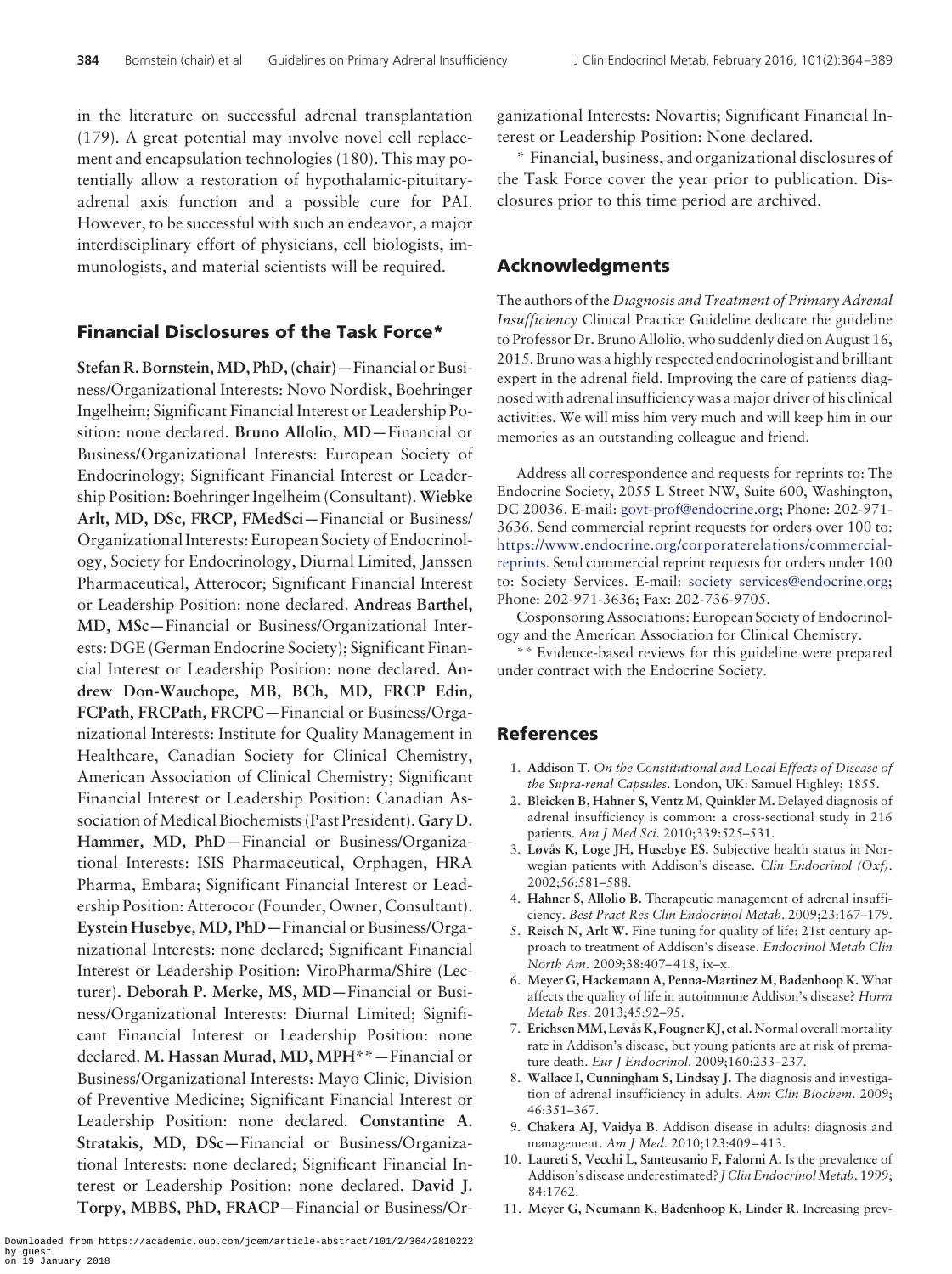in the literature on successful adrenal transplantation (179). A great potential may involve novel cell replacement and encapsulation technologies (180). This may potentially allow a restoration of hypothalamic-pituitary-adrenal axis function and a possible cure for PAI. However, to be successful with such an endeavor, a major interdisciplinary effort of physicians, cell biologists, immunologists, and material scientists will be required.

## Financial Disclosures of the Task Force*

**Stefan R. Bornstein, MD, PhD, (chair)**—Financial or Business/Organizational Interests: Novo Nordisk, Boehringer Ingelheim; Significant Financial Interest or Leadership Position: none declared. **Bruno Allolio, MD**—Financial or Business/Organizational Interests: European Society of Endocrinology; Significant Financial Interest or Leadership Position: Boehringer Ingelheim (Consultant). **Wiebke Arlt, MD, DSc, FRCP, FMedSci**—Financial or Business/Organizational Interests: European Society of Endocrinology, Society for Endocrinology, Diurnal Limited, Janssen Pharmaceutical, Atterocor; Significant Financial Interest or Leadership Position: none declared. **Andreas Barthel, MD, MSc**—Financial or Business/Organizational Interests: DGE (German Endocrine Society); Significant Financial Interest or Leadership Position: none declared. **Andrew Don-Wauchope, MB, BCh, MD, FRCP Edin, FCPath, FRCPath, FRCPC**—Financial or Business/Organizational Interests: Institute for Quality Management in Healthcare, Canadian Society for Clinical Chemistry, American Association of Clinical Chemistry; Significant Financial Interest or Leadership Position: Canadian Association of Medical Biochemists (Past President). **Gary D. Hammer, MD, PhD**—Financial or Business/Organizational Interests: ISIS Pharmaceutical, Orphagen, HRA Pharma, Embara; Significant Financial Interest or Leadership Position: Atterocor (Founder, Owner, Consultant). **Eystein Husebye, MD, PhD**—Financial or Business/Organizational Interests: none declared; Significant Financial Interest or Leadership Position: ViroPharma/Shire (Lecturer). **Deborah P. Merke, MS, MD**—Financial or Business/Organizational Interests: Diurnal Limited; Significant Financial Interest or Leadership Position: none declared. **M. Hassan Murad, MD, MPH****—Financial or Business/Organizational Interests: Mayo Clinic, Division of Preventive Medicine; Significant Financial Interest or Leadership Position: none declared. **Constantine A. Stratakis, MD, DSc**—Financial or Business/Organizational Interests: none declared; Significant Financial Interest or Leadership Position: none declared. **David J. Torpy, MBBS, PhD, FRACP**—Financial or Business/Organizational Interests: Novartis; Significant Financial Interest or Leadership Position: None declared.

* Financial, business, and organizational disclosures of the Task Force cover the year prior to publication. Disclosures prior to this time period are archived.

## Acknowledgments

The authors of the *Diagnosis and Treatment of Primary Adrenal Insufficiency* Clinical Practice Guideline dedicate the guideline to Professor Dr. Bruno Allolio, who suddenly died on August 16, 2015. Bruno was a highly respected endocrinologist and brilliant expert in the adrenal field. Improving the care of patients diagnosed with adrenal insufficiency was a major driver of his clinical activities. We will miss him very much and will keep him in our memories as an outstanding colleague and friend.

Address all correspondence and requests for reprints to: The Endocrine Society, 2055 L Street NW, Suite 600, Washington, DC 20036. E-mail: govt-prof@endocrine.org; Phone: 202-971-3636. Send commercial reprint requests for orders over 100 to: https://www.endocrine.org/corporaterelations/commercial-reprints. Send commercial reprint requests for orders under 100 to: Society Services. E-mail: society services@endocrine.org; Phone: 202-971-3636; Fax: 202-736-9705.

Cosponsoring Associations: European Society of Endocrinology and the American Association for Clinical Chemistry.

** Evidence-based reviews for this guideline were prepared under contract with the Endocrine Society.

## References

1. **Addison T.** *On the Constitutional and Local Effects of Disease of the Supra-renal Capsules*. London, UK: Samuel Highley; 1855.
2. **Bleicken B, Hahner S, Ventz M, Quinkler M.** Delayed diagnosis of adrenal insufficiency is common: a cross-sectional study in 216 patients. *Am J Med Sci*. 2010;339:525–531.
3. **Løvås K, Loge JH, Husebye ES.** Subjective health status in Norwegian patients with Addison's disease. *Clin Endocrinol (Oxf)*. 2002;56:581–588.
4. **Hahner S, Allolio B.** Therapeutic management of adrenal insufficiency. *Best Pract Res Clin Endocrinol Metab*. 2009;23:167–179.
5. **Reisch N, Arlt W.** Fine tuning for quality of life: 21st century approach to treatment of Addison's disease. *Endocrinol Metab Clin North Am*. 2009;38:407–418, ix–x.
6. **Meyer G, Hackemann A, Penna-Martinez M, Badenhoop K.** What affects the quality of life in autoimmune Addison's disease? *Horm Metab Res*. 2013;45:92–95.
7. **Erichsen MM, Løvås K, Fougner KJ, et al.** Normal overall mortality rate in Addison's disease, but young patients are at risk of premature death. *Eur J Endocrinol*. 2009;160:233–237.
8. **Wallace I, Cunningham S, Lindsay J.** The diagnosis and investigation of adrenal insufficiency in adults. *Ann Clin Biochem*. 2009; 46:351–367.
9. **Chakera AJ, Vaidya B.** Addison disease in adults: diagnosis and management. *Am J Med*. 2010;123:409–413.
10. **Laureti S, Vecchi L, Santeusanio F, Falorni A.** Is the prevalence of Addison's disease underestimated? *J Clin Endocrinol Metab*. 1999; 84:1762.
11. **Meyer G, Neumann K, Badenhoop K, Linder R.** Increasing prev-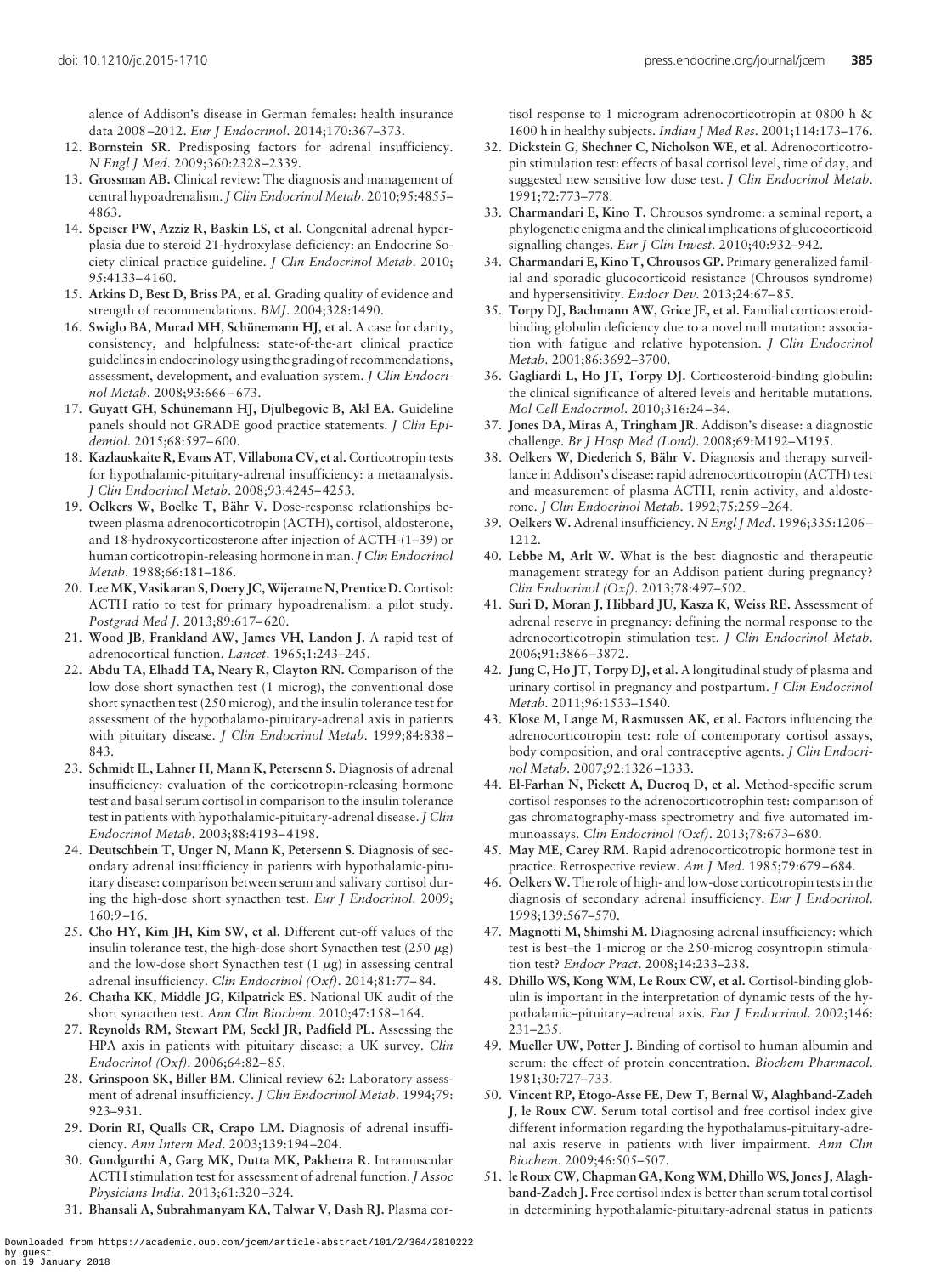alence of Addison's disease in German females: health insurance data 2008–2012. *Eur J Endocrinol*. 2014;170:367–373.

12. **Bornstein SR.** Predisposing factors for adrenal insufficiency. *N Engl J Med*. 2009;360:2328–2339.
13. **Grossman AB.** Clinical review: The diagnosis and management of central hypoadrenalism. *J Clin Endocrinol Metab*. 2010;95:4855–4863.
14. **Speiser PW, Azziz R, Baskin LS, et al.** Congenital adrenal hyperplasia due to steroid 21-hydroxylase deficiency: an Endocrine Society clinical practice guideline. *J Clin Endocrinol Metab*. 2010;95:4133–4160.
15. **Atkins D, Best D, Briss PA, et al.** Grading quality of evidence and strength of recommendations. *BMJ*. 2004;328:1490.
16. **Swiglo BA, Murad MH, Schünemann HJ, et al.** A case for clarity, consistency, and helpfulness: state-of-the-art clinical practice guidelines in endocrinology using the grading of recommendations, assessment, development, and evaluation system. *J Clin Endocrinol Metab*. 2008;93:666–673.
17. **Guyatt GH, Schünemann HJ, Djulbegovic B, Akl EA.** Guideline panels should not GRADE good practice statements. *J Clin Epidemiol*. 2015;68:597–600.
18. **Kazlauskaite R, Evans AT, Villabona CV, et al.** Corticotropin tests for hypothalamic-pituitary-adrenal insufficiency: a metaanalysis. *J Clin Endocrinol Metab*. 2008;93:4245–4253.
19. **Oelkers W, Boelke T, Bähr V.** Dose-response relationships between plasma adrenocorticotropin (ACTH), cortisol, aldosterone, and 18-hydroxycorticosterone after injection of ACTH-(1–39) or human corticotropin-releasing hormone in man. *J Clin Endocrinol Metab*. 1988;66:181–186.
20. **Lee MK, Vasikaran S, Doery JC, Wijeratne N, Prentice D.** Cortisol: ACTH ratio to test for primary hypoadrenalism: a pilot study. *Postgrad Med J*. 2013;89:617–620.
21. **Wood JB, Frankland AW, James VH, Landon J.** A rapid test of adrenocortical function. *Lancet*. 1965;1:243–245.
22. **Abdu TA, Elhadd TA, Neary R, Clayton RN.** Comparison of the low dose short synacthen test (1 microg), the conventional dose short synacthen test (250 microg), and the insulin tolerance test for assessment of the hypothalamo-pituitary-adrenal axis in patients with pituitary disease. *J Clin Endocrinol Metab*. 1999;84:838–843.
23. **Schmidt IL, Lahner H, Mann K, Petersenn S.** Diagnosis of adrenal insufficiency: evaluation of the corticotropin-releasing hormone test and basal serum cortisol in comparison to the insulin tolerance test in patients with hypothalamic-pituitary-adrenal disease. *J Clin Endocrinol Metab*. 2003;88:4193–4198.
24. **Deutschbein T, Unger N, Mann K, Petersenn S.** Diagnosis of secondary adrenal insufficiency in patients with hypothalamic-pituitary disease: comparison between serum and salivary cortisol during the high-dose short synacthen test. *Eur J Endocrinol*. 2009;160:9–16.
25. **Cho HY, Kim JH, Kim SW, et al.** Different cut-off values of the insulin tolerance test, the high-dose short Synacthen test (250 μg) and the low-dose short Synacthen test (1 μg) in assessing central adrenal insufficiency. *Clin Endocrinol (Oxf)*. 2014;81:77–84.
26. **Chatha KK, Middle JG, Kilpatrick ES.** National UK audit of the short synacthen test. *Ann Clin Biochem*. 2010;47:158–164.
27. **Reynolds RM, Stewart PM, Seckl JR, Padfield PL.** Assessing the HPA axis in patients with pituitary disease: a UK survey. *Clin Endocrinol (Oxf)*. 2006;64:82–85.
28. **Grinspoon SK, Biller BM.** Clinical review 62: Laboratory assessment of adrenal insufficiency. *J Clin Endocrinol Metab*. 1994;79:923–931.
29. **Dorin RI, Qualls CR, Crapo LM.** Diagnosis of adrenal insufficiency. *Ann Intern Med*. 2003;139:194–204.
30. **Gundgurthi A, Garg MK, Dutta MK, Pakhetra R.** Intramuscular ACTH stimulation test for assessment of adrenal function. *J Assoc Physicians India*. 2013;61:320–324.
31. **Bhansali A, Subrahmanyam KA, Talwar V, Dash RJ.** Plasma cortisol response to 1 microgram adrenocorticotropin at 0800 h & 1600 h in healthy subjects. *Indian J Med Res*. 2001;114:173–176.
32. **Dickstein G, Shechner C, Nicholson WE, et al.** Adrenocorticotropin stimulation test: effects of basal cortisol level, time of day, and suggested new sensitive low dose test. *J Clin Endocrinol Metab*. 1991;72:773–778.
33. **Charmandari E, Kino T.** Chrousos syndrome: a seminal report, a phylogenetic enigma and the clinical implications of glucocorticoid signalling changes. *Eur J Clin Invest*. 2010;40:932–942.
34. **Charmandari E, Kino T, Chrousos GP.** Primary generalized familial and sporadic glucocorticoid resistance (Chrousos syndrome) and hypersensitivity. *Endocr Dev*. 2013;24:67–85.
35. **Torpy DJ, Bachmann AW, Grice JE, et al.** Familial corticosteroid-binding globulin deficiency due to a novel null mutation: association with fatigue and relative hypotension. *J Clin Endocrinol Metab*. 2001;86:3692–3700.
36. **Gagliardi L, Ho JT, Torpy DJ.** Corticosteroid-binding globulin: the clinical significance of altered levels and heritable mutations. *Mol Cell Endocrinol*. 2010;316:24–34.
37. **Jones DA, Miras A, Tringham JR.** Addison's disease: a diagnostic challenge. *Br J Hosp Med (Lond)*. 2008;69:M192–M195.
38. **Oelkers W, Diederich S, Bähr V.** Diagnosis and therapy surveillance in Addison's disease: rapid adrenocorticotropin (ACTH) test and measurement of plasma ACTH, renin activity, and aldosterone. *J Clin Endocrinol Metab*. 1992;75:259–264.
39. **Oelkers W.** Adrenal insufficiency. *N Engl J Med*. 1996;335:1206–1212.
40. **Lebbe M, Arlt W.** What is the best diagnostic and therapeutic management strategy for an Addison patient during pregnancy? *Clin Endocrinol (Oxf)*. 2013;78:497–502.
41. **Suri D, Moran J, Hibbard JU, Kasza K, Weiss RE.** Assessment of adrenal reserve in pregnancy: defining the normal response to the adrenocorticotropin stimulation test. *J Clin Endocrinol Metab*. 2006;91:3866–3872.
42. **Jung C, Ho JT, Torpy DJ, et al.** A longitudinal study of plasma and urinary cortisol in pregnancy and postpartum. *J Clin Endocrinol Metab*. 2011;96:1533–1540.
43. **Klose M, Lange M, Rasmussen AK, et al.** Factors influencing the adrenocorticotropin test: role of contemporary cortisol assays, body composition, and oral contraceptive agents. *J Clin Endocrinol Metab*. 2007;92:1326–1333.
44. **El-Farhan N, Pickett A, Ducroq D, et al.** Method-specific serum cortisol responses to the adrenocorticotrophin test: comparison of gas chromatography-mass spectrometry and five automated immunoassays. *Clin Endocrinol (Oxf)*. 2013;78:673–680.
45. **May ME, Carey RM.** Rapid adrenocorticotropic hormone test in practice. Retrospective review. *Am J Med*. 1985;79:679–684.
46. **Oelkers W.** The role of high- and low-dose corticotropin tests in the diagnosis of secondary adrenal insufficiency. *Eur J Endocrinol*. 1998;139:567–570.
47. **Magnotti M, Shimshi M.** Diagnosing adrenal insufficiency: which test is best–the 1-microg or the 250-microg cosyntropin stimulation test? *Endocr Pract*. 2008;14:233–238.
48. **Dhillo WS, Kong WM, Le Roux CW, et al.** Cortisol-binding globulin is important in the interpretation of dynamic tests of the hypothalamic–pituitary–adrenal axis. *Eur J Endocrinol*. 2002;146:231–235.
49. **Mueller UW, Potter J.** Binding of cortisol to human albumin and serum: the effect of protein concentration. *Biochem Pharmacol*. 1981;30:727–733.
50. **Vincent RP, Etogo-Asse FE, Dew T, Bernal W, Alaghband-Zadeh J, le Roux CW.** Serum total cortisol and free cortisol index give different information regarding the hypothalamus-pituitary-adrenal axis reserve in patients with liver impairment. *Ann Clin Biochem*. 2009;46:505–507.
51. **le Roux CW, Chapman GA, Kong WM, Dhillo WS, Jones J, Alaghband-Zadeh J.** Free cortisol index is better than serum total cortisol in determining hypothalamic-pituitary-adrenal status in patients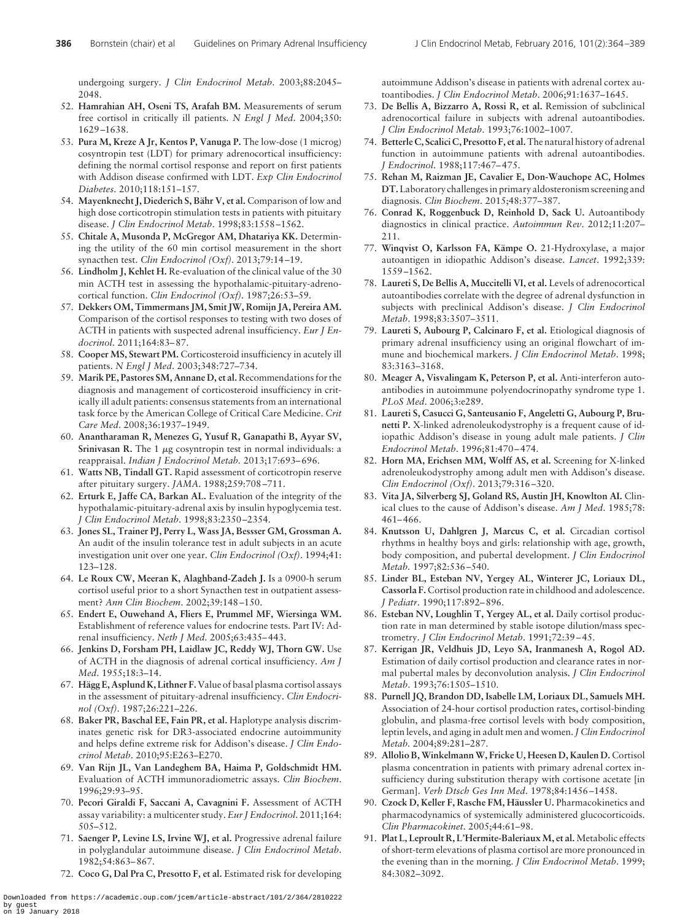undergoing surgery. *J Clin Endocrinol Metab*. 2003;88:2045–2048.

52. **Hamrahian AH, Oseni TS, Arafah BM.** Measurements of serum free cortisol in critically ill patients. *N Engl J Med*. 2004;350:1629–1638.
53. **Pura M, Kreze A Jr, Kentos P, Vanuga P.** The low-dose (1 microg) cosyntropin test (LDT) for primary adrenocortical insufficiency: defining the normal cortisol response and report on first patients with Addison disease confirmed with LDT. *Exp Clin Endocrinol Diabetes*. 2010;118:151–157.
54. **Mayenknecht J, Diederich S, Bähr V, et al.** Comparison of low and high dose corticotropin stimulation tests in patients with pituitary disease. *J Clin Endocrinol Metab*. 1998;83:1558–1562.
55. **Chitale A, Musonda P, McGregor AM, Dhatariya KK.** Determining the utility of the 60 min cortisol measurement in the short synacthen test. *Clin Endocrinol (Oxf)*. 2013;79:14–19.
56. **Lindholm J, Kehlet H.** Re-evaluation of the clinical value of the 30 min ACTH test in assessing the hypothalamic-pituitary-adrenocortical function. *Clin Endocrinol (Oxf)*. 1987;26:53–59.
57. **Dekkers OM, Timmermans JM, Smit JW, Romijn JA, Pereira AM.** Comparison of the cortisol responses to testing with two doses of ACTH in patients with suspected adrenal insufficiency. *Eur J Endocrinol*. 2011;164:83–87.
58. **Cooper MS, Stewart PM.** Corticosteroid insufficiency in acutely ill patients. *N Engl J Med*. 2003;348:727–734.
59. **Marik PE, Pastores SM, Annane D, et al.** Recommendations for the diagnosis and management of corticosteroid insufficiency in critically ill adult patients: consensus statements from an international task force by the American College of Critical Care Medicine. *Crit Care Med*. 2008;36:1937–1949.
60. **Anantharaman R, Menezes G, Yusuf R, Ganapathi B, Ayyar SV, Srinivasan R.** The 1 μg cosyntropin test in normal individuals: a reappraisal. *Indian J Endocrinol Metab*. 2013;17:693–696.
61. **Watts NB, Tindall GT.** Rapid assessment of corticotropin reserve after pituitary surgery. *JAMA*. 1988;259:708–711.
62. **Erturk E, Jaffe CA, Barkan AL.** Evaluation of the integrity of the hypothalamic-pituitary-adrenal axis by insulin hypoglycemia test. *J Clin Endocrinol Metab*. 1998;83:2350–2354.
63. **Jones SL, Trainer PJ, Perry L, Wass JA, Bessser GM, Grossman A.** An audit of the insulin tolerance test in adult subjects in an acute investigation unit over one year. *Clin Endocrinol (Oxf)*. 1994;41:123–128.
64. **Le Roux CW, Meeran K, Alaghband-Zadeh J.** Is a 0900-h serum cortisol useful prior to a short Synacthen test in outpatient assessment? *Ann Clin Biochem*. 2002;39:148–150.
65. **Endert E, Ouwehand A, Fliers E, Prummel MF, Wiersinga WM.** Establishment of reference values for endocrine tests. Part IV: Adrenal insufficiency. *Neth J Med*. 2005;63:435–443.
66. **Jenkins D, Forsham PH, Laidlaw JC, Reddy WJ, Thorn GW.** Use of ACTH in the diagnosis of adrenal cortical insufficiency. *Am J Med*. 1955;18:3–14.
67. **Hägg E, Asplund K, Lithner F.** Value of basal plasma cortisol assays in the assessment of pituitary-adrenal insufficiency. *Clin Endocrinol (Oxf)*. 1987;26:221–226.
68. **Baker PR, Baschal EE, Fain PR, et al.** Haplotype analysis discriminates genetic risk for DR3-associated endocrine autoimmunity and helps define extreme risk for Addison's disease. *J Clin Endocrinol Metab*. 2010;95:E263–E270.
69. **Van Rijn JL, Van Landeghem BA, Haima P, Goldschmidt HM.** Evaluation of ACTH immunoradiometric assays. *Clin Biochem*. 1996;29:93–95.
70. **Pecori Giraldi F, Saccani A, Cavagnini F.** Assessment of ACTH assay variability: a multicenter study. *Eur J Endocrinol*. 2011;164:505–512.
71. **Saenger P, Levine LS, Irvine WJ, et al.** Progressive adrenal failure in polyglandular autoimmune disease. *J Clin Endocrinol Metab*. 1982;54:863–867.
72. **Coco G, Dal Pra C, Presotto F, et al.** Estimated risk for developing autoimmune Addison's disease in patients with adrenal cortex autoantibodies. *J Clin Endocrinol Metab*. 2006;91:1637–1645.
73. **De Bellis A, Bizzarro A, Rossi R, et al.** Remission of subclinical adrenocortical failure in subjects with adrenal autoantibodies. *J Clin Endocrinol Metab*. 1993;76:1002–1007.
74. **Betterle C, Scalici C, Presotto F, et al.** The natural history of adrenal function in autoimmune patients with adrenal autoantibodies. *J Endocrinol*. 1988;117:467–475.
75. **Rehan M, Raizman JE, Cavalier E, Don-Wauchope AC, Holmes DT.** Laboratory challenges in primary aldosteronism screening and diagnosis. *Clin Biochem*. 2015;48:377–387.
76. **Conrad K, Roggenbuck D, Reinhold D, Sack U.** Autoantibody diagnostics in clinical practice. *Autoimmun Rev*. 2012;11:207–211.
77. **Winqvist O, Karlsson FA, Kämpe O.** 21-Hydroxylase, a major autoantigen in idiopathic Addison's disease. *Lancet*. 1992;339:1559–1562.
78. **Laureti S, De Bellis A, Muccitelli VI, et al.** Levels of adrenocortical autoantibodies correlate with the degree of adrenal dysfunction in subjects with preclinical Addison's disease. *J Clin Endocrinol Metab*. 1998;83:3507–3511.
79. **Laureti S, Aubourg P, Calcinaro F, et al.** Etiological diagnosis of primary adrenal insufficiency using an original flowchart of immune and biochemical markers. *J Clin Endocrinol Metab*. 1998;83:3163–3168.
80. **Meager A, Visvalingam K, Peterson P, et al.** Anti-interferon autoantibodies in autoimmune polyendocrinopathy syndrome type 1. *PLoS Med*. 2006;3:e289.
81. **Laureti S, Casucci G, Santeusanio F, Angeletti G, Aubourg P, Brunetti P.** X-linked adrenoleukodystrophy is a frequent cause of idiopathic Addison's disease in young adult male patients. *J Clin Endocrinol Metab*. 1996;81:470–474.
82. **Horn MA, Erichsen MM, Wolff AS, et al.** Screening for X-linked adrenoleukodystrophy among adult men with Addison's disease. *Clin Endocrinol (Oxf)*. 2013;79:316–320.
83. **Vita JA, Silverberg SJ, Goland RS, Austin JH, Knowlton AI.** Clinical clues to the cause of Addison's disease. *Am J Med*. 1985;78:461–466.
84. **Knutsson U, Dahlgren J, Marcus C, et al.** Circadian cortisol rhythms in healthy boys and girls: relationship with age, growth, body composition, and pubertal development. *J Clin Endocrinol Metab*. 1997;82:536–540.
85. **Linder BL, Esteban NV, Yergey AL, Winterer JC, Loriaux DL, Cassorla F.** Cortisol production rate in childhood and adolescence. *J Pediatr*. 1990;117:892–896.
86. **Esteban NV, Loughlin T, Yergey AL, et al.** Daily cortisol production rate in man determined by stable isotope dilution/mass spectrometry. *J Clin Endocrinol Metab*. 1991;72:39–45.
87. **Kerrigan JR, Veldhuis JD, Leyo SA, Iranmanesh A, Rogol AD.** Estimation of daily cortisol production and clearance rates in normal pubertal males by deconvolution analysis. *J Clin Endocrinol Metab*. 1993;76:1505–1510.
88. **Purnell JQ, Brandon DD, Isabelle LM, Loriaux DL, Samuels MH.** Association of 24-hour cortisol production rates, cortisol-binding globulin, and plasma-free cortisol levels with body composition, leptin levels, and aging in adult men and women. *J Clin Endocrinol Metab*. 2004;89:281–287.
89. **Allolio B, Winkelmann W, Fricke U, Heesen D, Kaulen D.** Cortisol plasma concentration in patients with primary adrenal cortex insufficiency during substitution therapy with cortisone acetate [in German]. *Verh Dtsch Ges Inn Med*. 1978;84:1456–1458.
90. **Czock D, Keller F, Rasche FM, Häussler U.** Pharmacokinetics and pharmacodynamics of systemically administered glucocorticoids. *Clin Pharmacokinet*. 2005;44:61–98.
91. **Plat L, Leproult R, L'Hermite-Baleriaux M, et al.** Metabolic effects of short-term elevations of plasma cortisol are more pronounced in the evening than in the morning. *J Clin Endocrinol Metab*. 1999;84:3082–3092.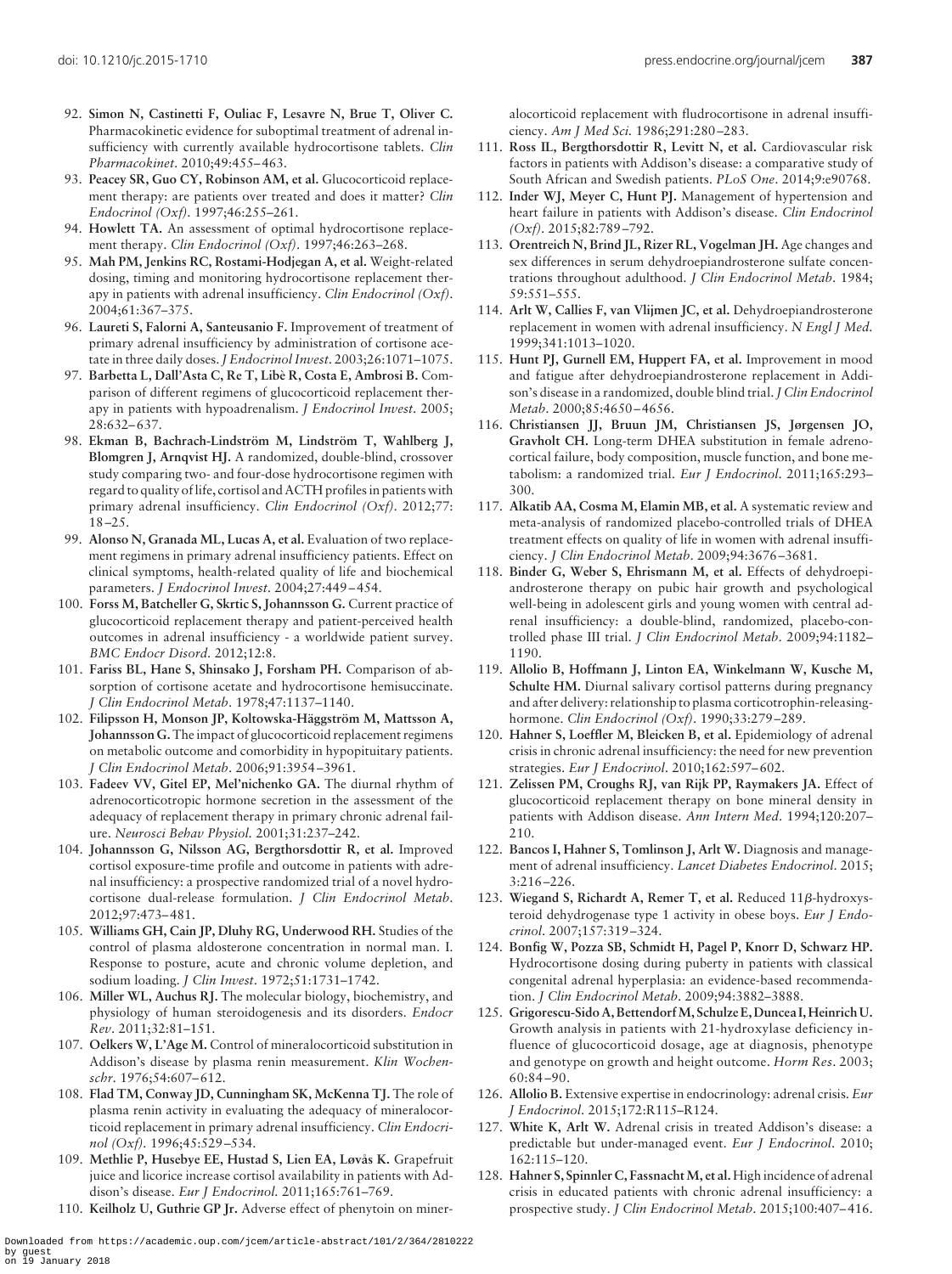92. **Simon N, Castinetti F, Ouliac F, Lesavre N, Brue T, Oliver C.** Pharmacokinetic evidence for suboptimal treatment of adrenal insufficiency with currently available hydrocortisone tablets. *Clin Pharmacokinet*. 2010;49:455–463.
93. **Peacey SR, Guo CY, Robinson AM, et al.** Glucocorticoid replacement therapy: are patients over treated and does it matter? *Clin Endocrinol (Oxf)*. 1997;46:255–261.
94. **Howlett TA.** An assessment of optimal hydrocortisone replacement therapy. *Clin Endocrinol (Oxf)*. 1997;46:263–268.
95. **Mah PM, Jenkins RC, Rostami-Hodjegan A, et al.** Weight-related dosing, timing and monitoring hydrocortisone replacement therapy in patients with adrenal insufficiency. *Clin Endocrinol (Oxf)*. 2004;61:367–375.
96. **Laureti S, Falorni A, Santeusanio F.** Improvement of treatment of primary adrenal insufficiency by administration of cortisone acetate in three daily doses. *J Endocrinol Invest*. 2003;26:1071–1075.
97. **Barbetta L, Dall'Asta C, Re T, Libè R, Costa E, Ambrosi B.** Comparison of different regimens of glucocorticoid replacement therapy in patients with hypoadrenalism. *J Endocrinol Invest*. 2005;28:632–637.
98. **Ekman B, Bachrach-Lindström M, Lindström T, Wahlberg J, Blomgren J, Arnqvist HJ.** A randomized, double-blind, crossover study comparing two- and four-dose hydrocortisone regimen with regard to quality of life, cortisol and ACTH profiles in patients with primary adrenal insufficiency. *Clin Endocrinol (Oxf)*. 2012;77:18–25.
99. **Alonso N, Granada ML, Lucas A, et al.** Evaluation of two replacement regimens in primary adrenal insufficiency patients. Effect on clinical symptoms, health-related quality of life and biochemical parameters. *J Endocrinol Invest*. 2004;27:449–454.
100. **Forss M, Batcheller G, Skrtic S, Johannsson G.** Current practice of glucocorticoid replacement therapy and patient-perceived health outcomes in adrenal insufficiency - a worldwide patient survey. *BMC Endocr Disord*. 2012;12:8.
101. **Fariss BL, Hane S, Shinsako J, Forsham PH.** Comparison of absorption of cortisone acetate and hydrocortisone hemisuccinate. *J Clin Endocrinol Metab*. 1978;47:1137–1140.
102. **Filipsson H, Monson JP, Koltowska-Häggström M, Mattsson A, Johannsson G.** The impact of glucocorticoid replacement regimens on metabolic outcome and comorbidity in hypopituitary patients. *J Clin Endocrinol Metab*. 2006;91:3954–3961.
103. **Fadeev VV, Gitel EP, Mel'nichenko GA.** The diurnal rhythm of adrenocorticotropic hormone secretion in the assessment of the adequacy of replacement therapy in primary chronic adrenal failure. *Neurosci Behav Physiol*. 2001;31:237–242.
104. **Johannsson G, Nilsson AG, Bergthorsdottir R, et al.** Improved cortisol exposure-time profile and outcome in patients with adrenal insufficiency: a prospective randomized trial of a novel hydrocortisone dual-release formulation. *J Clin Endocrinol Metab*. 2012;97:473–481.
105. **Williams GH, Cain JP, Dluhy RG, Underwood RH.** Studies of the control of plasma aldosterone concentration in normal man. I. Response to posture, acute and chronic volume depletion, and sodium loading. *J Clin Invest*. 1972;51:1731–1742.
106. **Miller WL, Auchus RJ.** The molecular biology, biochemistry, and physiology of human steroidogenesis and its disorders. *Endocr Rev*. 2011;32:81–151.
107. **Oelkers W, L'Age M.** Control of mineralocorticoid substitution in Addison's disease by plasma renin measurement. *Klin Wochenschr*. 1976;54:607–612.
108. **Flad TM, Conway JD, Cunningham SK, McKenna TJ.** The role of plasma renin activity in evaluating the adequacy of mineralocorticoid replacement in primary adrenal insufficiency. *Clin Endocrinol (Oxf)*. 1996;45:529–534.
109. **Methlie P, Husebye EE, Hustad S, Lien EA, Løvås K.** Grapefruit juice and licorice increase cortisol availability in patients with Addison's disease. *Eur J Endocrinol*. 2011;165:761–769.
110. **Keilholz U, Guthrie GP Jr.** Adverse effect of phenytoin on mineralocorticoid replacement with fludrocortisone in adrenal insufficiency. *Am J Med Sci*. 1986;291:280–283.
111. **Ross IL, Bergthorsdottir R, Levitt N, et al.** Cardiovascular risk factors in patients with Addison's disease: a comparative study of South African and Swedish patients. *PLoS One*. 2014;9:e90768.
112. **Inder WJ, Meyer C, Hunt PJ.** Management of hypertension and heart failure in patients with Addison's disease. *Clin Endocrinol (Oxf)*. 2015;82:789–792.
113. **Orentreich N, Brind JL, Rizer RL, Vogelman JH.** Age changes and sex differences in serum dehydroepiandrosterone sulfate concentrations throughout adulthood. *J Clin Endocrinol Metab*. 1984;59:551–555.
114. **Arlt W, Callies F, van Vlijmen JC, et al.** Dehydroepiandrosterone replacement in women with adrenal insufficiency. *N Engl J Med*. 1999;341:1013–1020.
115. **Hunt PJ, Gurnell EM, Huppert FA, et al.** Improvement in mood and fatigue after dehydroepiandrosterone replacement in Addison's disease in a randomized, double blind trial. *J Clin Endocrinol Metab*. 2000;85:4650–4656.
116. **Christiansen JJ, Bruun JM, Christiansen JS, Jørgensen JO, Gravholt CH.** Long-term DHEA substitution in female adrenocortical failure, body composition, muscle function, and bone metabolism: a randomized trial. *Eur J Endocrinol*. 2011;165:293–300.
117. **Alkatib AA, Cosma M, Elamin MB, et al.** A systematic review and meta-analysis of randomized placebo-controlled trials of DHEA treatment effects on quality of life in women with adrenal insufficiency. *J Clin Endocrinol Metab*. 2009;94:3676–3681.
118. **Binder G, Weber S, Ehrismann M, et al.** Effects of dehydroepiandrosterone therapy on pubic hair growth and psychological well-being in adolescent girls and young women with central adrenal insufficiency: a double-blind, randomized, placebo-controlled phase III trial. *J Clin Endocrinol Metab*. 2009;94:1182–1190.
119. **Allolio B, Hoffmann J, Linton EA, Winkelmann W, Kusche M, Schulte HM.** Diurnal salivary cortisol patterns during pregnancy and after delivery: relationship to plasma corticotrophin-releasing-hormone. *Clin Endocrinol (Oxf)*. 1990;33:279–289.
120. **Hahner S, Loeffler M, Bleicken B, et al.** Epidemiology of adrenal crisis in chronic adrenal insufficiency: the need for new prevention strategies. *Eur J Endocrinol*. 2010;162:597–602.
121. **Zelissen PM, Croughs RJ, van Rijk PP, Raymakers JA.** Effect of glucocorticoid replacement therapy on bone mineral density in patients with Addison disease. *Ann Intern Med*. 1994;120:207–210.
122. **Bancos I, Hahner S, Tomlinson J, Arlt W.** Diagnosis and management of adrenal insufficiency. *Lancet Diabetes Endocrinol*. 2015;3:216–226.
123. **Wiegand S, Richardt A, Remer T, et al.** Reduced 11$\beta$-hydroxysteroid dehydrogenase type 1 activity in obese boys. *Eur J Endocrinol*. 2007;157:319–324.
124. **Bonfig W, Pozza SB, Schmidt H, Pagel P, Knorr D, Schwarz HP.** Hydrocortisone dosing during puberty in patients with classical congenital adrenal hyperplasia: an evidence-based recommendation. *J Clin Endocrinol Metab*. 2009;94:3882–3888.
125. **Grigorescu-Sido A, Bettendorf M, Schulze E, Duncea I, Heinrich U.** Growth analysis in patients with 21-hydroxylase deficiency influence of glucocorticoid dosage, age at diagnosis, phenotype and genotype on growth and height outcome. *Horm Res*. 2003;60:84–90.
126. **Allolio B.** Extensive expertise in endocrinology: adrenal crisis. *Eur J Endocrinol*. 2015;172:R115–R124.
127. **White K, Arlt W.** Adrenal crisis in treated Addison's disease: a predictable but under-managed event. *Eur J Endocrinol*. 2010;162:115–120.
128. **Hahner S, Spinnler C, Fassnacht M, et al.** High incidence of adrenal crisis in educated patients with chronic adrenal insufficiency: a prospective study. *J Clin Endocrinol Metab*. 2015;100:407–416.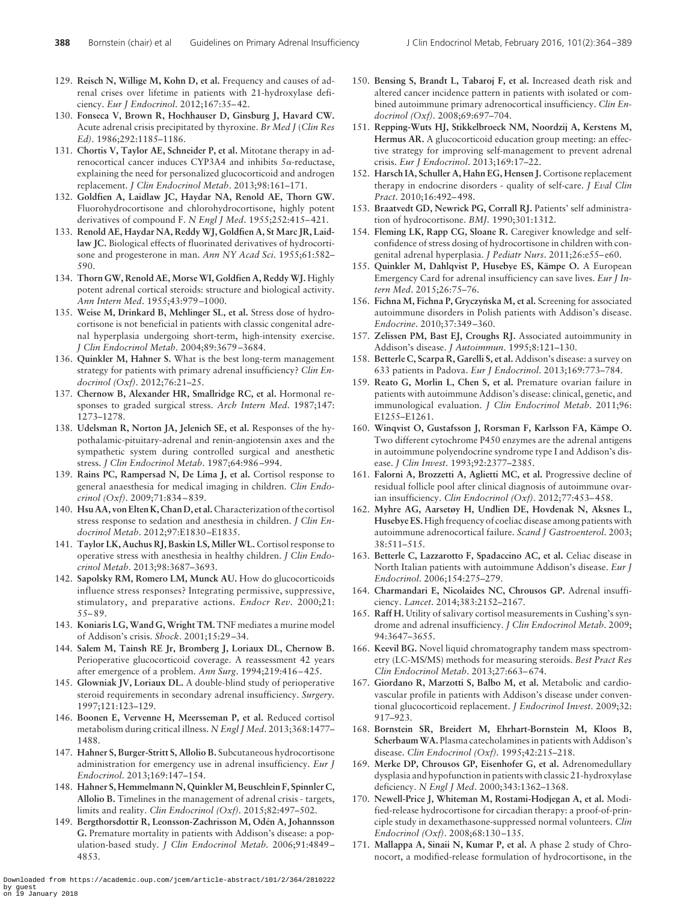129. **Reisch N, Willige M, Kohn D, et al.** Frequency and causes of adrenal crises over lifetime in patients with 21-hydroxylase deficiency. *Eur J Endocrinol*. 2012;167:35–42.
130. **Fonseca V, Brown R, Hochhauser D, Ginsburg J, Havard CW.** Acute adrenal crisis precipitated by thyroxine. *Br Med J (Clin Res Ed)*. 1986;292:1185–1186.
131. **Chortis V, Taylor AE, Schneider P, et al.** Mitotane therapy in adrenocortical cancer induces CYP3A4 and inhibits 5α-reductase, explaining the need for personalized glucocorticoid and androgen replacement. *J Clin Endocrinol Metab*. 2013;98:161–171.
132. **Goldfien A, Laidlaw JC, Haydar NA, Renold AE, Thorn GW.** Fluorohydrocortisone and chlorohydrocortisone, highly potent derivatives of compound F. *N Engl J Med*. 1955;252:415–421.
133. **Renold AE, Haydar NA, Reddy WJ, Goldfien A, St Marc JR, Laidlaw JC.** Biological effects of fluorinated derivatives of hydrocortisone and progesterone in man. *Ann NY Acad Sci*. 1955;61:582–590.
134. **Thorn GW, Renold AE, Morse WI, Goldfien A, Reddy WJ.** Highly potent adrenal cortical steroids: structure and biological activity. *Ann Intern Med*. 1955;43:979–1000.
135. **Weise M, Drinkard B, Mehlinger SL, et al.** Stress dose of hydrocortisone is not beneficial in patients with classic congenital adrenal hyperplasia undergoing short-term, high-intensity exercise. *J Clin Endocrinol Metab*. 2004;89:3679–3684.
136. **Quinkler M, Hahner S.** What is the best long-term management strategy for patients with primary adrenal insufficiency? *Clin Endocrinol (Oxf)*. 2012;76:21–25.
137. **Chernow B, Alexander HR, Smallridge RC, et al.** Hormonal responses to graded surgical stress. *Arch Intern Med*. 1987;147:1273–1278.
138. **Udelsman R, Norton JA, Jelenich SE, et al.** Responses of the hypothalamic-pituitary-adrenal and renin-angiotensin axes and the sympathetic system during controlled surgical and anesthetic stress. *J Clin Endocrinol Metab*. 1987;64:986–994.
139. **Rains PC, Rampersad N, De Lima J, et al.** Cortisol response to general anaesthesia for medical imaging in children. *Clin Endocrinol (Oxf)*. 2009;71:834–839.
140. **Hsu AA, von Elten K, Chan D, et al.** Characterization of the cortisol stress response to sedation and anesthesia in children. *J Clin Endocrinol Metab*. 2012;97:E1830–E1835.
141. **Taylor LK, Auchus RJ, Baskin LS, Miller WL.** Cortisol response to operative stress with anesthesia in healthy children. *J Clin Endocrinol Metab*. 2013;98:3687–3693.
142. **Sapolsky RM, Romero LM, Munck AU.** How do glucocorticoids influence stress responses? Integrating permissive, suppressive, stimulatory, and preparative actions. *Endocr Rev*. 2000;21:55–89.
143. **Koniaris LG, Wand G, Wright TM.** TNF mediates a murine model of Addison's crisis. *Shock*. 2001;15:29–34.
144. **Salem M, Tainsh RE Jr, Bromberg J, Loriaux DL, Chernow B.** Perioperative glucocorticoid coverage. A reassessment 42 years after emergence of a problem. *Ann Surg*. 1994;219:416–425.
145. **Glowniak JV, Loriaux DL.** A double-blind study of perioperative steroid requirements in secondary adrenal insufficiency. *Surgery*. 1997;121:123–129.
146. **Boonen E, Vervenne H, Meersseman P, et al.** Reduced cortisol metabolism during critical illness. *N Engl J Med*. 2013;368:1477–1488.
147. **Hahner S, Burger-Stritt S, Allolio B.** Subcutaneous hydrocortisone administration for emergency use in adrenal insufficiency. *Eur J Endocrinol*. 2013;169:147–154.
148. **Hahner S, Hemmelmann N, Quinkler M, Beuschlein F, Spinnler C, Allolio B.** Timelines in the management of adrenal crisis - targets, limits and reality. *Clin Endocrinol (Oxf)*. 2015;82:497–502.
149. **Bergthorsdottir R, Leonsson-Zachrisson M, Odén A, Johannsson G.** Premature mortality in patients with Addison's disease: a population-based study. *J Clin Endocrinol Metab*. 2006;91:4849–4853.
150. **Bensing S, Brandt L, Tabaroj F, et al.** Increased death risk and altered cancer incidence pattern in patients with isolated or combined autoimmune primary adrenocortical insufficiency. *Clin Endocrinol (Oxf)*. 2008;69:697–704.
151. **Repping-Wuts HJ, Stikkelbroeck NM, Noordzij A, Kerstens M, Hermus AR.** A glucocorticoid education group meeting: an effective strategy for improving self-management to prevent adrenal crisis. *Eur J Endocrinol*. 2013;169:17–22.
152. **Harsch IA, Schuller A, Hahn EG, Hensen J.** Cortisone replacement therapy in endocrine disorders - quality of self-care. *J Eval Clin Pract*. 2010;16:492–498.
153. **Braatvedt GD, Newrick PG, Corrall RJ.** Patients' self administration of hydrocortisone. *BMJ*. 1990;301:1312.
154. **Fleming LK, Rapp CG, Sloane R.** Caregiver knowledge and self-confidence of stress dosing of hydrocortisone in children with congenital adrenal hyperplasia. *J Pediatr Nurs*. 2011;26:e55–e60.
155. **Quinkler M, Dahlqvist P, Husebye ES, Kämpe O.** A European Emergency Card for adrenal insufficiency can save lives. *Eur J Intern Med*. 2015;26:75–76.
156. **Fichna M, Fichna P, Gryczyńska M, et al.** Screening for associated autoimmune disorders in Polish patients with Addison's disease. *Endocrine*. 2010;37:349–360.
157. **Zelissen PM, Bast EJ, Croughs RJ.** Associated autoimmunity in Addison's disease. *J Autoimmun*. 1995;8:121–130.
158. **Betterle C, Scarpa R, Garelli S, et al.** Addison's disease: a survey on 633 patients in Padova. *Eur J Endocrinol*. 2013;169:773–784.
159. **Reato G, Morlin L, Chen S, et al.** Premature ovarian failure in patients with autoimmune Addison's disease: clinical, genetic, and immunological evaluation. *J Clin Endocrinol Metab*. 2011;96:E1255–E1261.
160. **Winqvist O, Gustafsson J, Rorsman F, Karlsson FA, Kämpe O.** Two different cytochrome P450 enzymes are the adrenal antigens in autoimmune polyendocrine syndrome type I and Addison's disease. *J Clin Invest*. 1993;92:2377–2385.
161. **Falorni A, Brozzetti A, Aglietti MC, et al.** Progressive decline of residual follicle pool after clinical diagnosis of autoimmune ovarian insufficiency. *Clin Endocrinol (Oxf)*. 2012;77:453–458.
162. **Myhre AG, Aarsetøy H, Undlien DE, Hovdenak N, Aksnes L, Husebye ES.** High frequency of coeliac disease among patients with autoimmune adrenocortical failure. *Scand J Gastroenterol*. 2003;38:511–515.
163. **Betterle C, Lazzarotto F, Spadaccino AC, et al.** Celiac disease in North Italian patients with autoimmune Addison's disease. *Eur J Endocrinol*. 2006;154:275–279.
164. **Charmandari E, Nicolaides NC, Chrousos GP.** Adrenal insufficiency. *Lancet*. 2014;383:2152–2167.
165. **Raff H.** Utility of salivary cortisol measurements in Cushing's syndrome and adrenal insufficiency. *J Clin Endocrinol Metab*. 2009;94:3647–3655.
166. **Keevil BG.** Novel liquid chromatography tandem mass spectrometry (LC-MS/MS) methods for measuring steroids. *Best Pract Res Clin Endocrinol Metab*. 2013;27:663–674.
167. **Giordano R, Marzotti S, Balbo M, et al.** Metabolic and cardiovascular profile in patients with Addison's disease under conventional glucocorticoid replacement. *J Endocrinol Invest*. 2009;32:917–923.
168. **Bornstein SR, Breidert M, Ehrhart-Bornstein M, Kloos B, Scherbaum WA.** Plasma catecholamines in patients with Addison's disease. *Clin Endocrinol (Oxf)*. 1995;42:215–218.
169. **Merke DP, Chrousos GP, Eisenhofer G, et al.** Adrenomedullary dysplasia and hypofunction in patients with classic 21-hydroxylase deficiency. *N Engl J Med*. 2000;343:1362–1368.
170. **Newell-Price J, Whiteman M, Rostami-Hodjegan A, et al.** Modified-release hydrocortisone for circadian therapy: a proof-of-principle study in dexamethasone-suppressed normal volunteers. *Clin Endocrinol (Oxf)*. 2008;68:130–135.
171. **Mallappa A, Sinaii N, Kumar P, et al.** A phase 2 study of Chronocort, a modified-release formulation of hydrocortisone, in the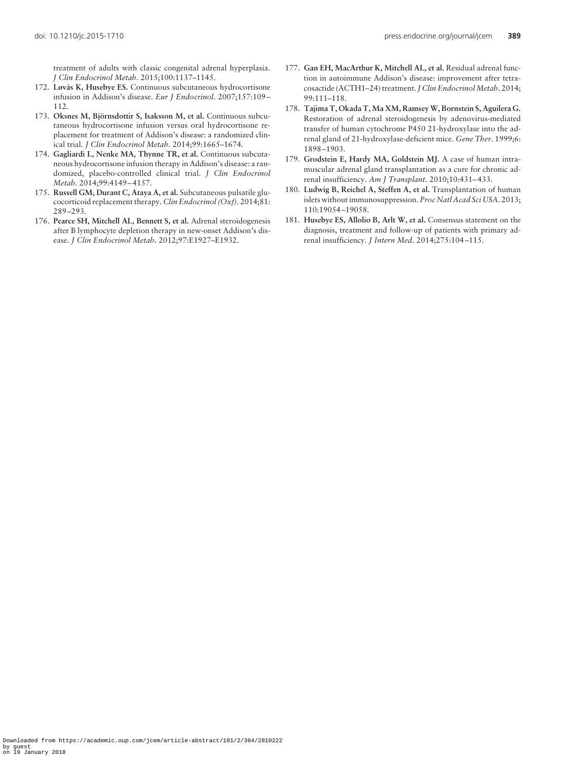treatment of adults with classic congenital adrenal hyperplasia. *J Clin Endocrinol Metab*. 2015;100:1137–1145.

172. **Løvås K, Husebye ES.** Continuous subcutaneous hydrocortisone infusion in Addison's disease. *Eur J Endocrinol*. 2007;157:109–112.
173. **Oksnes M, Björnsdottir S, Isaksson M, et al.** Continuous subcutaneous hydrocortisone infusion versus oral hydrocortisone replacement for treatment of Addison's disease: a randomized clinical trial. *J Clin Endocrinol Metab*. 2014;99:1665–1674.
174. **Gagliardi L, Nenke MA, Thynne TR, et al.** Continuous subcutaneous hydrocortisone infusion therapy in Addison's disease: a randomized, placebo-controlled clinical trial. *J Clin Endocrinol Metab*. 2014;99:4149–4157.
175. **Russell GM, Durant C, Ataya A, et al.** Subcutaneous pulsatile glucocorticoid replacement therapy. *Clin Endocrinol (Oxf)*. 2014;81:289–293.
176. **Pearce SH, Mitchell AL, Bennett S, et al.** Adrenal steroidogenesis after B lymphocyte depletion therapy in new-onset Addison's disease. *J Clin Endocrinol Metab*. 2012;97:E1927–E1932.
177. **Gan EH, MacArthur K, Mitchell AL, et al.** Residual adrenal function in autoimmune Addison's disease: improvement after tetracosactide (ACTH1–24) treatment. *J Clin Endocrinol Metab*. 2014;99:111–118.
178. **Tajima T, Okada T, Ma XM, Ramsey W, Bornstein S, Aguilera G.** Restoration of adrenal steroidogenesis by adenovirus-mediated transfer of human cytochrome P450 21-hydroxylase into the adrenal gland of 21-hydroxylase-deficient mice. *Gene Ther*. 1999;6:1898–1903.
179. **Grodstein E, Hardy MA, Goldstein MJ.** A case of human intramuscular adrenal gland transplantation as a cure for chronic adrenal insufficiency. *Am J Transplant*. 2010;10:431–433.
180. **Ludwig B, Reichel A, Steffen A, et al.** Transplantation of human islets without immunosuppression. *Proc Natl Acad Sci USA*. 2013;110:19054–19058.
181. **Husebye ES, Allolio B, Arlt W, et al.** Consensus statement on the diagnosis, treatment and follow-up of patients with primary adrenal insufficiency. *J Intern Med*. 2014;275:104–115.